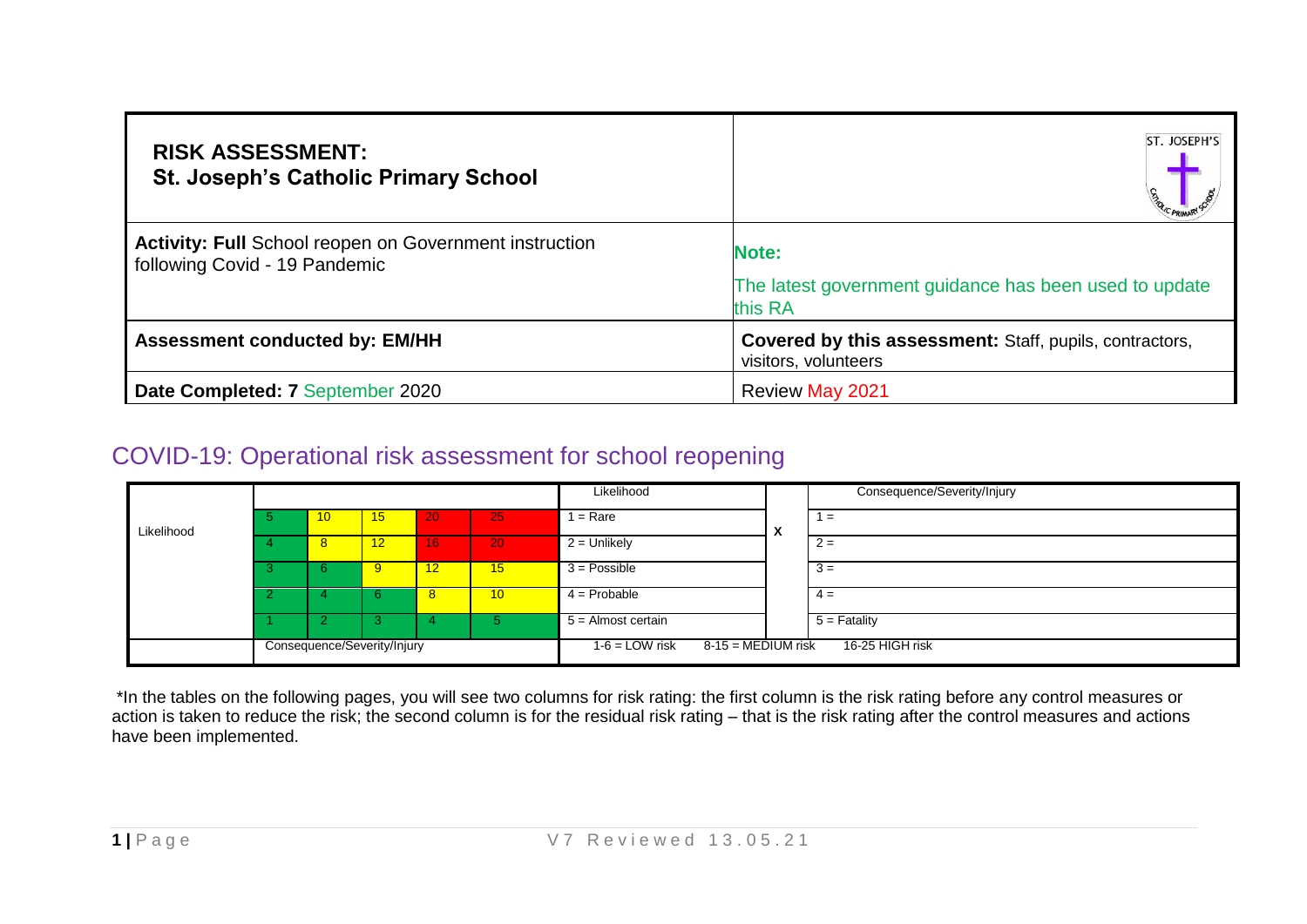| **RISK ASSESSMENT:**<br>**St. Joseph's Catholic Primary School** | ST. JOSEPH'S CATHOLIC PRIMARY SCHOOL |
|---|---|
| **Activity: Full** School reopen on Government instruction following Covid - 19 Pandemic | **Note:**<br>The latest government guidance has been used to update this RA |
| **Assessment conducted by: EM/HH** | **Covered by this assessment:** Staff, pupils, contractors, visitors, volunteers |
| **Date Completed: 7** September 2020 | Review May 2021 |

## COVID-19: Operational risk assessment for school reopening

| | | | | | | Likelihood | X | Consequence/Severity/Injury |
|---|---|---|---|---|---|---|---|---|
| Likelihood | 5 | 10 | 15 | 20 | 25 | 1 = Rare | | 1 = |
| | 4 | 8 | 12 | 16 | 20 | 2 = Unlikely | | 2 = |
| | 3 | 6 | 9 | 12 | 15 | 3 = Possible | | 3 = |
| | 2 | 4 | 6 | 8 | 10 | 4 = Probable | | 4 = |
| | 1 | 2 | 3 | 4 | 5 | 5 = Almost certain | | 5 = Fatality |
| | Consequence/Severity/Injury | | | | | 1-6 = LOW risk | 8-15 = MEDIUM risk | 16-25 HIGH risk |

*In the tables on the following pages, you will see two columns for risk rating: the first column is the risk rating before any control measures or action is taken to reduce the risk; the second column is for the residual risk rating – that is the risk rating after the control measures and actions have been implemented.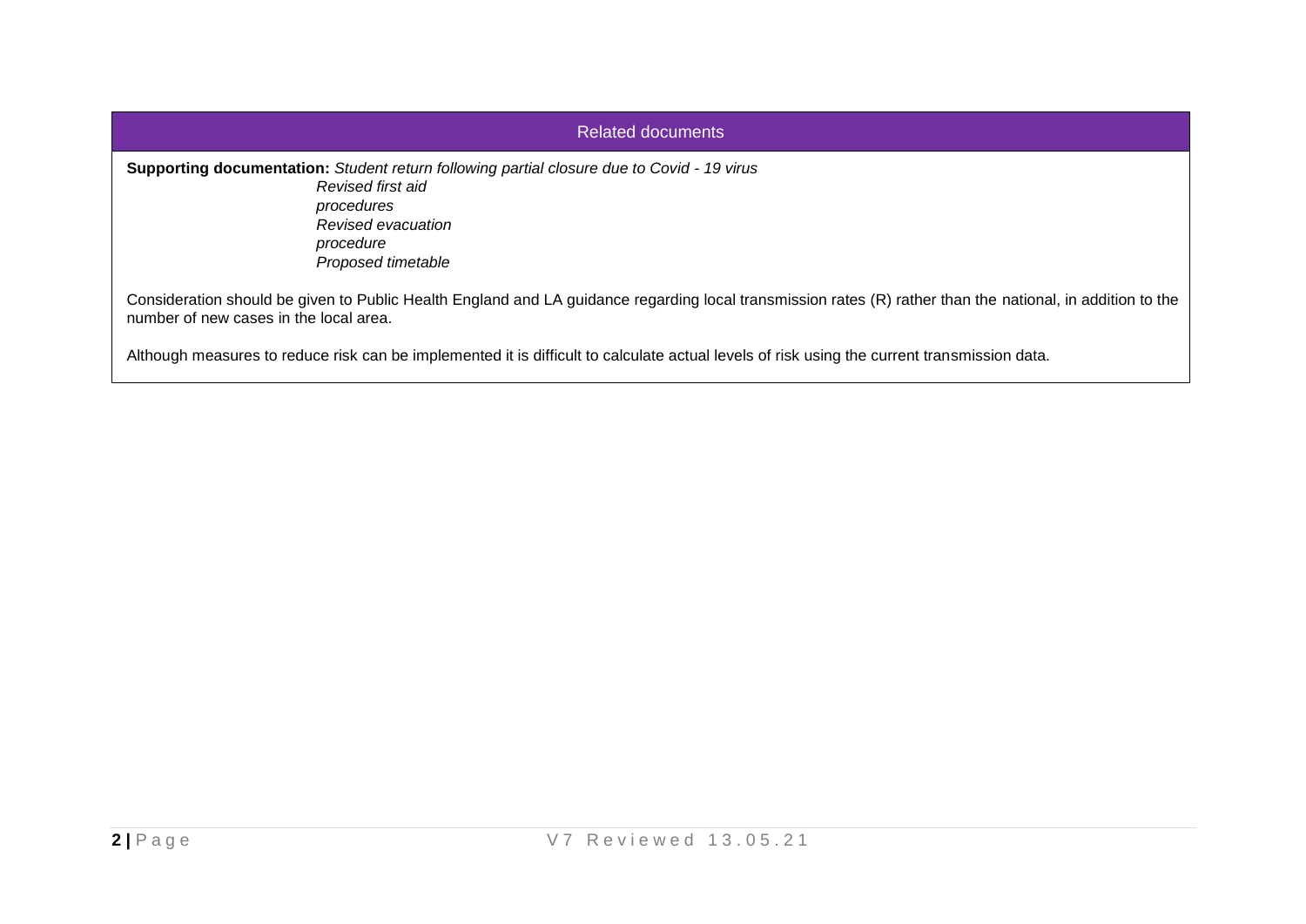## Related documents

**Supporting documentation:** *Student return following partial closure due to Covid - 19 virus*
*Revised first aid procedures*
*Revised evacuation procedure*
*Proposed timetable*

Consideration should be given to Public Health England and LA guidance regarding local transmission rates (R) rather than the national, in addition to the number of new cases in the local area.

Although measures to reduce risk can be implemented it is difficult to calculate actual levels of risk using the current transmission data.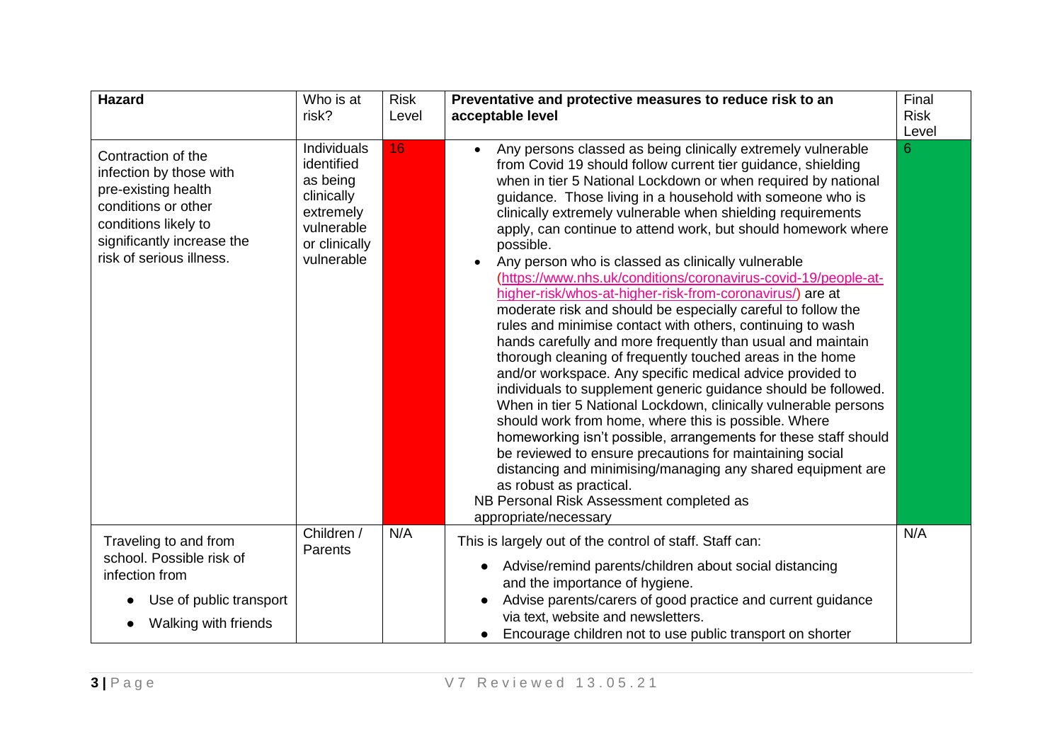| Hazard | Who is at risk? | Risk Level | Preventative and protective measures to reduce risk to an acceptable level | Final Risk Level |
| --- | --- | --- | --- | --- |
| Contraction of the infection by those with pre-existing health conditions or other conditions likely to significantly increase the risk of serious illness. | Individuals identified as being clinically extremely vulnerable or clinically vulnerable | 16 | • Any persons classed as being clinically extremely vulnerable from Covid 19 should follow current tier guidance, shielding when in tier 5 National Lockdown or when required by national guidance. Those living in a household with someone who is clinically extremely vulnerable when shielding requirements apply, can continue to attend work, but should homework where possible.<br>• Any person who is classed as clinically vulnerable (https://www.nhs.uk/conditions/coronavirus-covid-19/people-at-higher-risk/whos-at-higher-risk-from-coronavirus/) are at moderate risk and should be especially careful to follow the rules and minimise contact with others, continuing to wash hands carefully and more frequently than usual and maintain thorough cleaning of frequently touched areas in the home and/or workspace. Any specific medical advice provided to individuals to supplement generic guidance should be followed. When in tier 5 National Lockdown, clinically vulnerable persons should work from home, where this is possible. Where homeworking isn't possible, arrangements for these staff should be reviewed to ensure precautions for maintaining social distancing and minimising/managing any shared equipment are as robust as practical.<br>NB Personal Risk Assessment completed as appropriate/necessary | 6 |
| Traveling to and from school. Possible risk of infection from<br>• Use of public transport<br>• Walking with friends | Children / Parents | N/A | This is largely out of the control of staff. Staff can:<br>• Advise/remind parents/children about social distancing and the importance of hygiene.<br>• Advise parents/carers of good practice and current guidance via text, website and newsletters.<br>• Encourage children not to use public transport on shorter | N/A |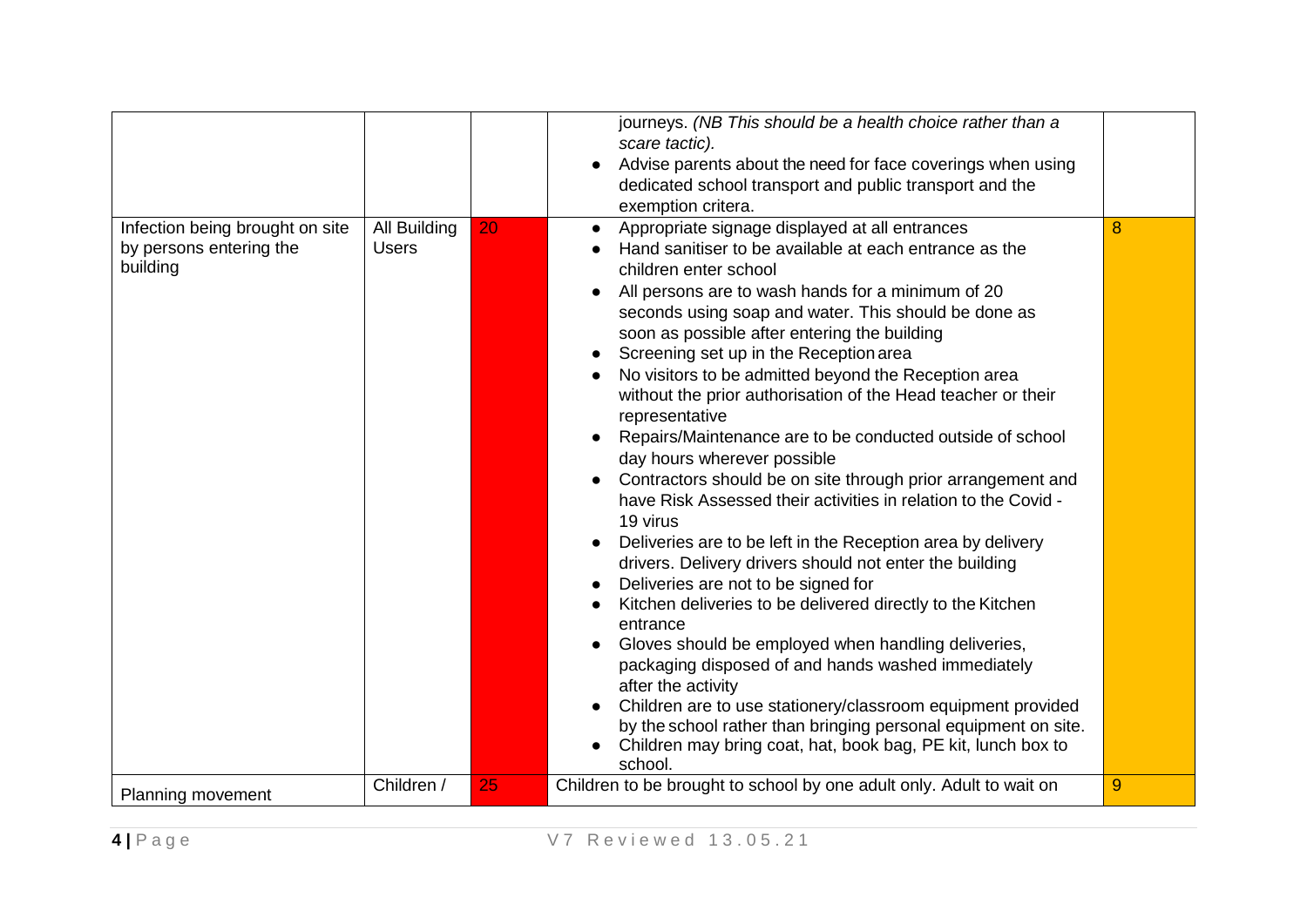| | | | | |
|---|---|---|---|---|
| | | | journeys. *(NB This should be a health choice rather than a scare tactic).*<br>• Advise parents about the need for face coverings when using dedicated school transport and public transport and the exemption critera. | |
| Infection being brought on site by persons entering the building | All Building Users | 20 | • Appropriate signage displayed at all entrances<br>• Hand sanitiser to be available at each entrance as the children enter school<br>• All persons are to wash hands for a minimum of 20 seconds using soap and water. This should be done as soon as possible after entering the building<br>• Screening set up in the Reception area<br>• No visitors to be admitted beyond the Reception area without the prior authorisation of the Head teacher or their representative<br>• Repairs/Maintenance are to be conducted outside of school day hours wherever possible<br>• Contractors should be on site through prior arrangement and have Risk Assessed their activities in relation to the Covid - 19 virus<br>• Deliveries are to be left in the Reception area by delivery drivers. Delivery drivers should not enter the building<br>• Deliveries are not to be signed for<br>• Kitchen deliveries to be delivered directly to the Kitchen entrance<br>• Gloves should be employed when handling deliveries, packaging disposed of and hands washed immediately after the activity<br>• Children are to use stationery/classroom equipment provided by the school rather than bringing personal equipment on site.<br>• Children may bring coat, hat, book bag, PE kit, lunch box to school. | 8 |
| Planning movement | Children / | 25 | Children to be brought to school by one adult only. Adult to wait on | 9 |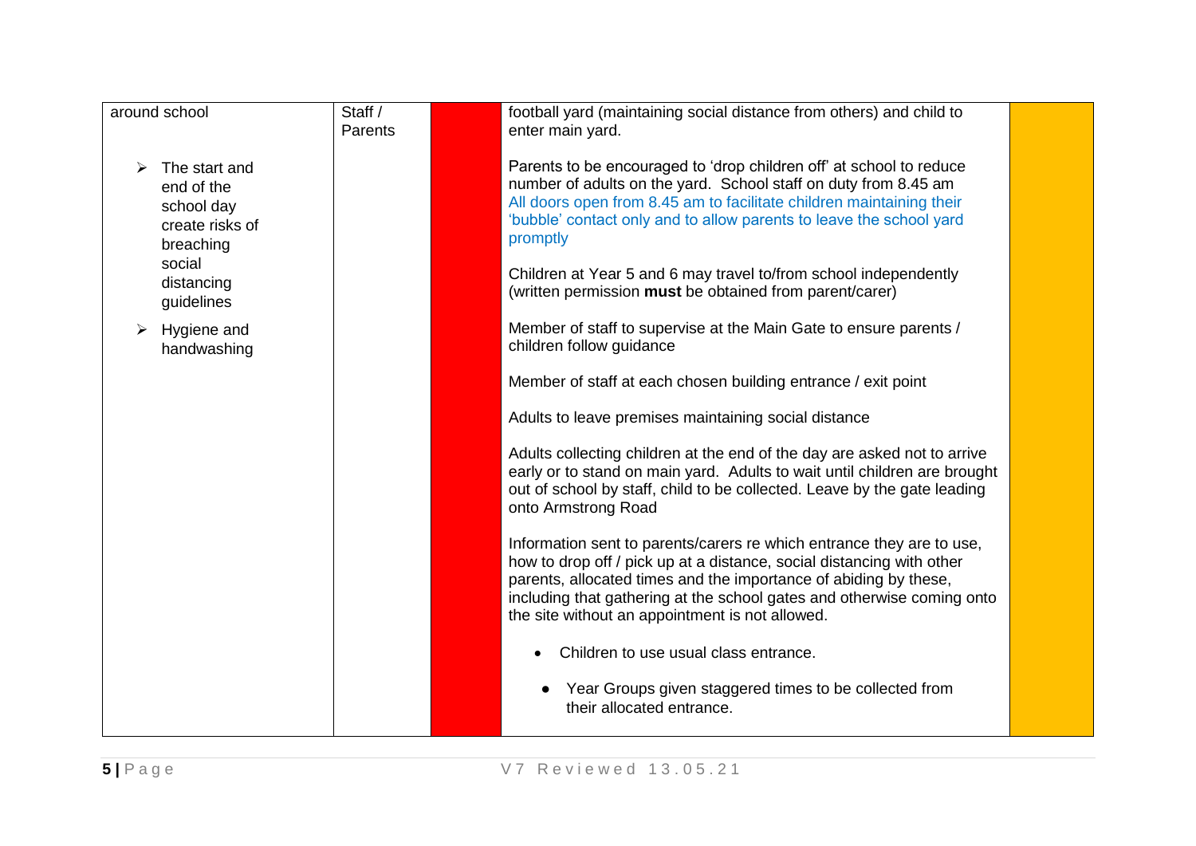| around school<br><br>➢ The start and end of the school day create risks of breaching social distancing guidelines<br><br>➢ Hygiene and handwashing | Staff / Parents | | football yard (maintaining social distance from others) and child to enter main yard.<br><br>Parents to be encouraged to 'drop children off' at school to reduce number of adults on the yard. School staff on duty from 8.45 am All doors open from 8.45 am to facilitate children maintaining their 'bubble' contact only and to allow parents to leave the school yard promptly<br><br>Children at Year 5 and 6 may travel to/from school independently (written permission **must** be obtained from parent/carer)<br><br>Member of staff to supervise at the Main Gate to ensure parents / children follow guidance<br><br>Member of staff at each chosen building entrance / exit point<br><br>Adults to leave premises maintaining social distance<br><br>Adults collecting children at the end of the day are asked not to arrive early or to stand on main yard. Adults to wait until children are brought out of school by staff, child to be collected. Leave by the gate leading onto Armstrong Road<br><br>Information sent to parents/carers re which entrance they are to use, how to drop off / pick up at a distance, social distancing with other parents, allocated times and the importance of abiding by these, including that gathering at the school gates and otherwise coming onto the site without an appointment is not allowed.<br><br>• Children to use usual class entrance.<br><br>• Year Groups given staggered times to be collected from their allocated entrance. | |
|---|---|---|---|---|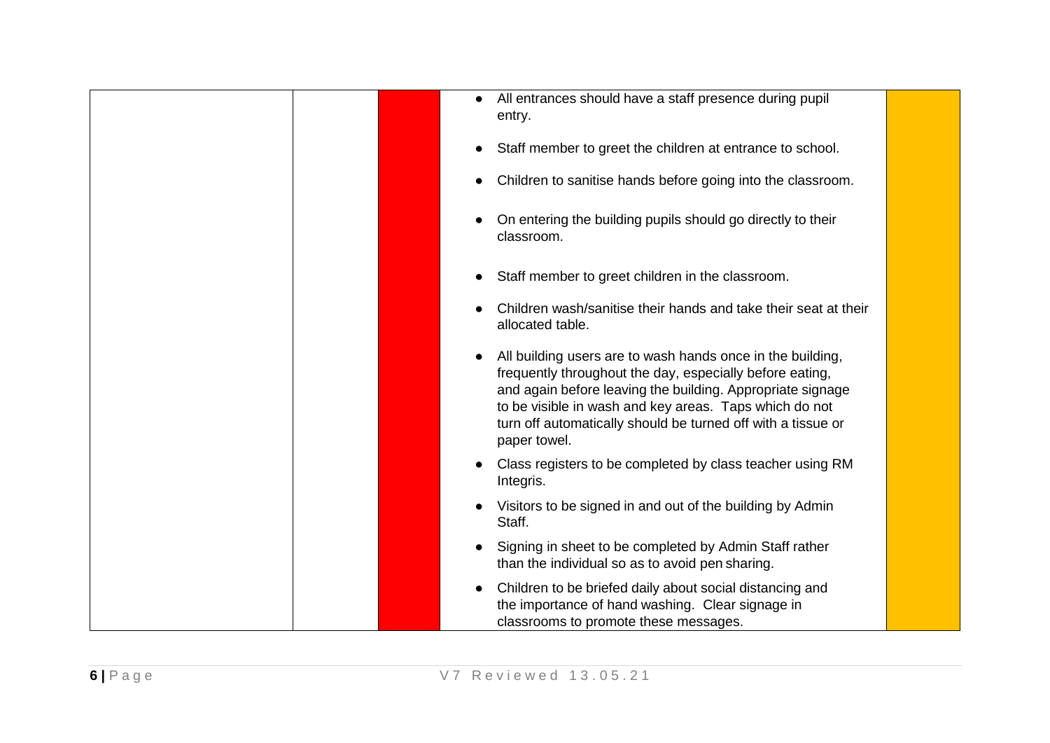| | | | | |
|---|---|---|---|---|
| | | | • All entrances should have a staff presence during pupil entry.<br><br>• Staff member to greet the children at entrance to school.<br><br>• Children to sanitise hands before going into the classroom.<br><br>• On entering the building pupils should go directly to their classroom.<br><br>• Staff member to greet children in the classroom.<br><br>• Children wash/sanitise their hands and take their seat at their allocated table.<br><br>• All building users are to wash hands once in the building, frequently throughout the day, especially before eating, and again before leaving the building. Appropriate signage to be visible in wash and key areas. Taps which do not turn off automatically should be turned off with a tissue or paper towel.<br><br>• Class registers to be completed by class teacher using RM Integris.<br><br>• Visitors to be signed in and out of the building by Admin Staff.<br><br>• Signing in sheet to be completed by Admin Staff rather than the individual so as to avoid pen sharing.<br><br>• Children to be briefed daily about social distancing and the importance of hand washing. Clear signage in classrooms to promote these messages. | |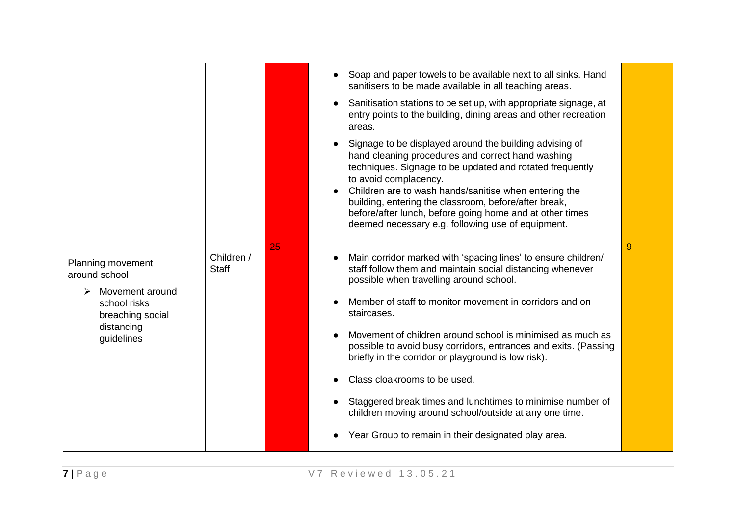| | | | | |
|---|---|---|---|---|
| | | | • Soap and paper towels to be available next to all sinks. Hand sanitisers to be made available in all teaching areas.<br>• Sanitisation stations to be set up, with appropriate signage, at entry points to the building, dining areas and other recreation areas.<br>• Signage to be displayed around the building advising of hand cleaning procedures and correct hand washing techniques. Signage to be updated and rotated frequently to avoid complacency.<br>• Children are to wash hands/sanitise when entering the building, entering the classroom, before/after break, before/after lunch, before going home and at other times deemed necessary e.g. following use of equipment. | |
| Planning movement around school<br>➢ Movement around school risks breaching social distancing guidelines | Children / Staff | 25 | • Main corridor marked with 'spacing lines' to ensure children/ staff follow them and maintain social distancing whenever possible when travelling around school.<br>• Member of staff to monitor movement in corridors and on staircases.<br>• Movement of children around school is minimised as much as possible to avoid busy corridors, entrances and exits. (Passing briefly in the corridor or playground is low risk).<br>• Class cloakrooms to be used.<br>• Staggered break times and lunchtimes to minimise number of children moving around school/outside at any one time.<br>• Year Group to remain in their designated play area. | 9 |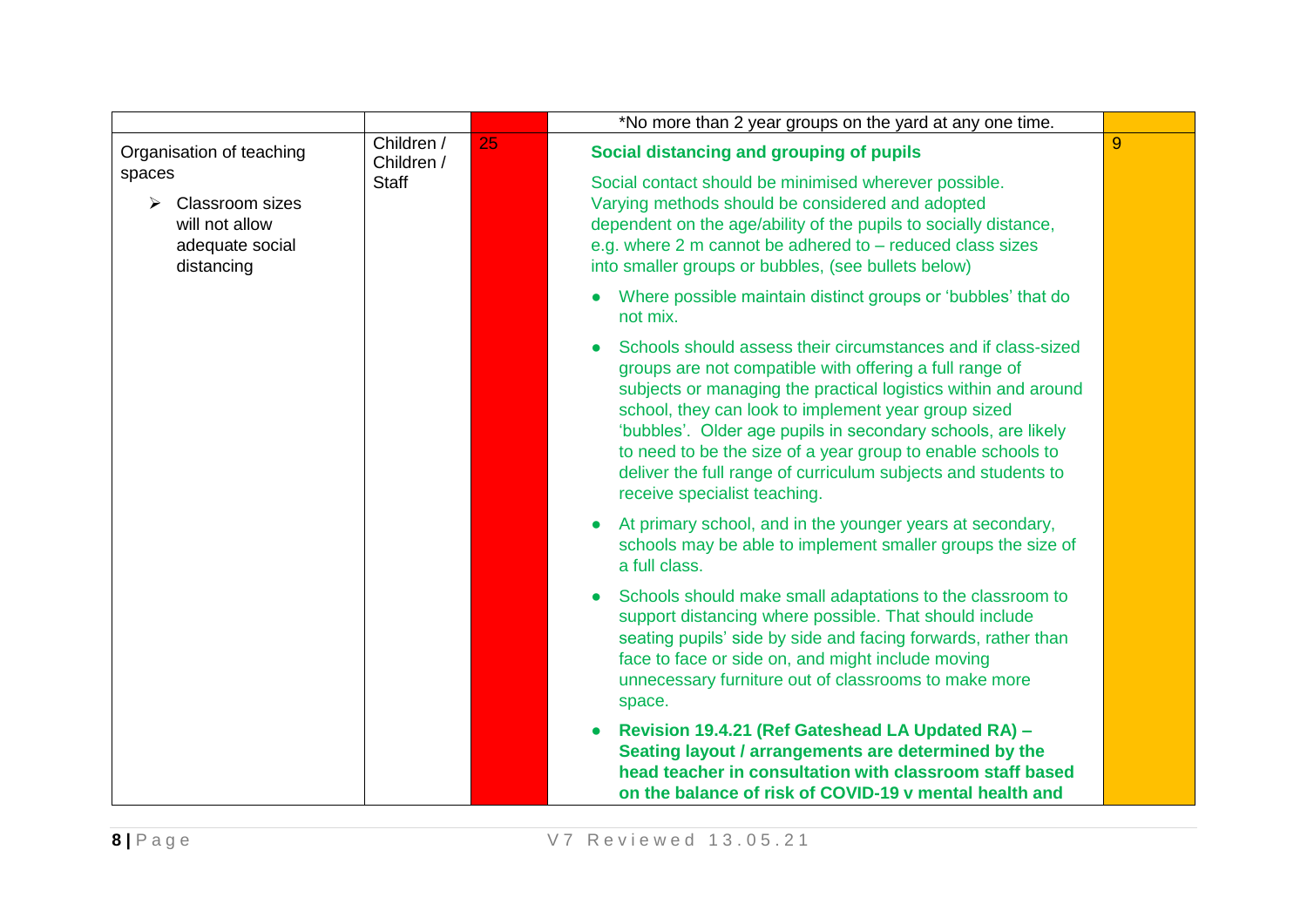| | | | | |
|---|---|---|---|---|
| | | | *No more than 2 year groups on the yard at any one time. | |
| Organisation of teaching spaces<br>➢ Classroom sizes will not allow adequate social distancing | Children / Children / Staff | 25 | **Social distancing and grouping of pupils**<br><br>Social contact should be minimised wherever possible. Varying methods should be considered and adopted dependent on the age/ability of the pupils to socially distance, e.g. where 2 m cannot be adhered to – reduced class sizes into smaller groups or bubbles, (see bullets below)<br><br>• Where possible maintain distinct groups or 'bubbles' that do not mix.<br>• Schools should assess their circumstances and if class-sized groups are not compatible with offering a full range of subjects or managing the practical logistics within and around school, they can look to implement year group sized 'bubbles'. Older age pupils in secondary schools, are likely to need to be the size of a year group to enable schools to deliver the full range of curriculum subjects and students to receive specialist teaching.<br>• At primary school, and in the younger years at secondary, schools may be able to implement smaller groups the size of a full class.<br>• Schools should make small adaptations to the classroom to support distancing where possible. That should include seating pupils' side by side and facing forwards, rather than face to face or side on, and might include moving unnecessary furniture out of classrooms to make more space.<br>• **Revision 19.4.21 (Ref Gateshead LA Updated RA) – Seating layout / arrangements are determined by the head teacher in consultation with classroom staff based on the balance of risk of COVID-19 v mental health and** | 9 |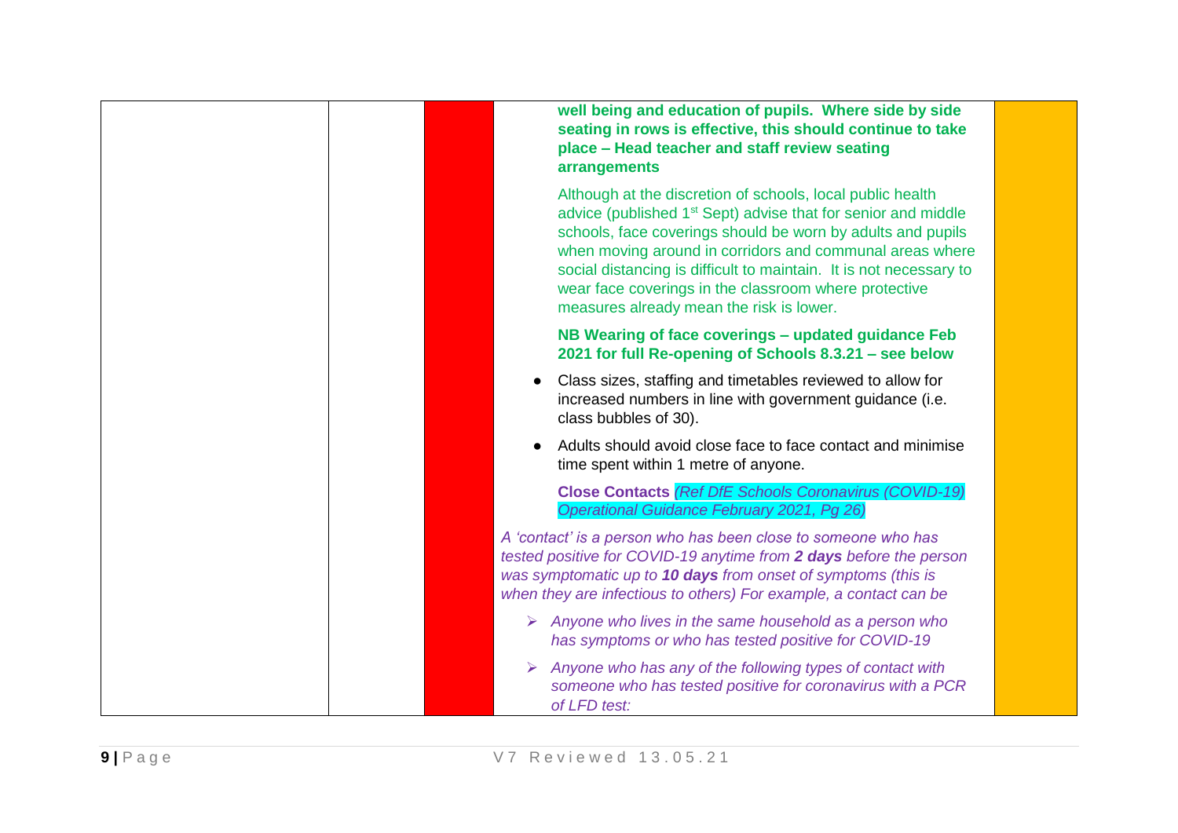| | | | | |
|---|---|---|---|---|
| | | | **well being and education of pupils. Where side by side seating in rows is effective, this should continue to take place – Head teacher and staff review seating arrangements**<br><br>Although at the discretion of schools, local public health advice (published 1st Sept) advise that for senior and middle schools, face coverings should be worn by adults and pupils when moving around in corridors and communal areas where social distancing is difficult to maintain. It is not necessary to wear face coverings in the classroom where protective measures already mean the risk is lower.<br><br>**NB Wearing of face coverings – updated guidance Feb 2021 for full Re-opening of Schools 8.3.21 – see below**<br><br>• Class sizes, staffing and timetables reviewed to allow for increased numbers in line with government guidance (i.e. class bubbles of 30).<br><br>• Adults should avoid close face to face contact and minimise time spent within 1 metre of anyone.<br><br>**Close Contacts** *(Ref DfE Schools Coronavirus (COVID-19) Operational Guidance February 2021, Pg 26)*<br><br>*A 'contact' is a person who has been close to someone who has tested positive for COVID-19 anytime from **2 days** before the person was symptomatic up to **10 days** from onset of symptoms (this is when they are infectious to others) For example, a contact can be*<br><br>➢ *Anyone who lives in the same household as a person who has symptoms or who has tested positive for COVID-19*<br><br>➢ *Anyone who has any of the following types of contact with someone who has tested positive for coronavirus with a PCR of LFD test:* | |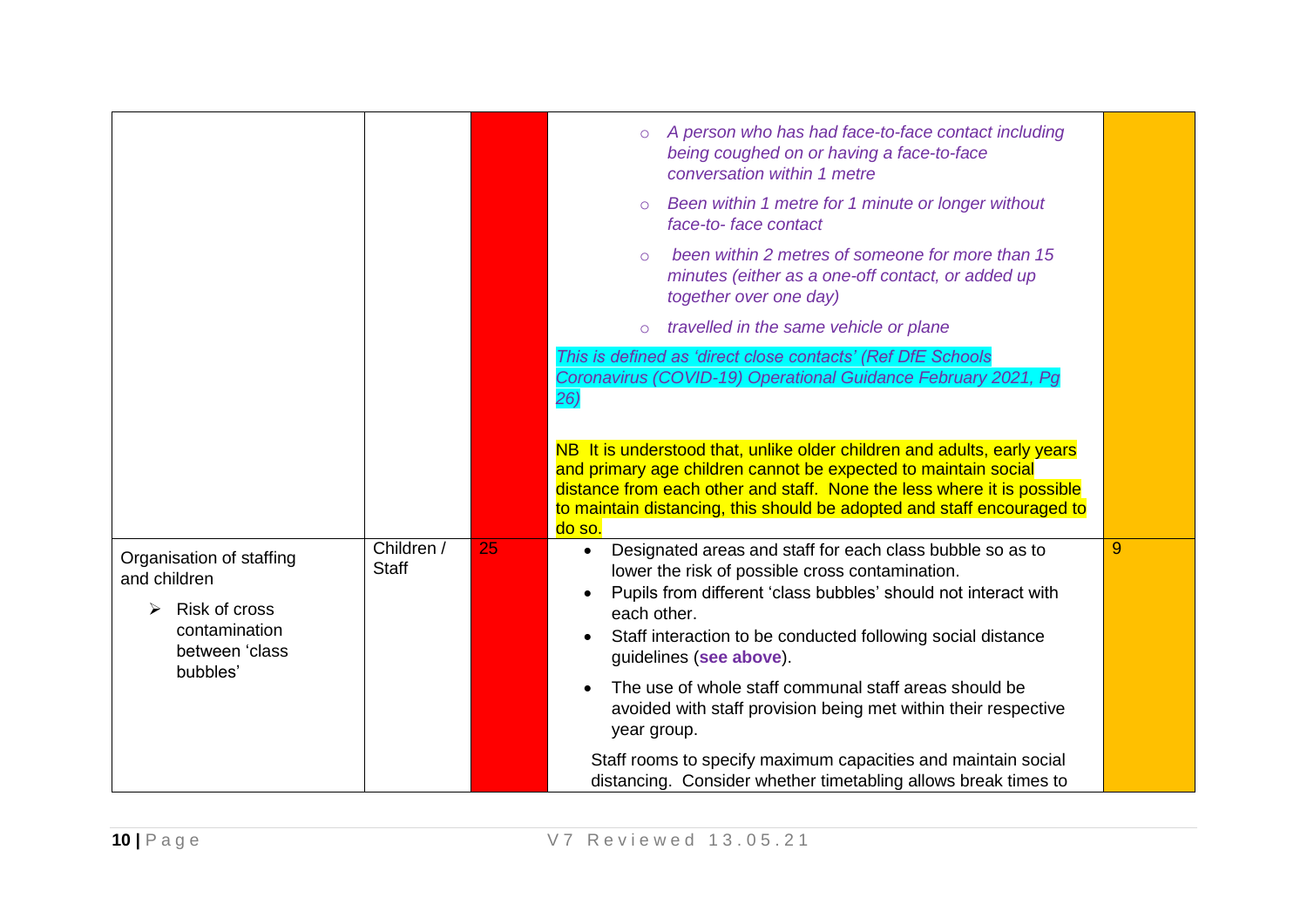| | | | | |
|---|---|---|---|---|
| | | | ◦ *A person who has had face-to-face contact including being coughed on or having a face-to-face conversation within 1 metre*<br>◦ *Been within 1 metre for 1 minute or longer without face-to- face contact*<br>◦ *been within 2 metres of someone for more than 15 minutes (either as a one-off contact, or added up together over one day)*<br>◦ *travelled in the same vehicle or plane*<br>*This is defined as 'direct close contacts' (Ref DfE Schools Coronavirus (COVID-19) Operational Guidance February 2021, Pg 26)*<br><br>NB It is understood that, unlike older children and adults, early years and primary age children cannot be expected to maintain social distance from each other and staff. None the less where it is possible to maintain distancing, this should be adopted and staff encouraged to do so. | |
| Organisation of staffing and children<br>➢ Risk of cross contamination between 'class bubbles' | Children / Staff | 25 | • Designated areas and staff for each class bubble so as to lower the risk of possible cross contamination.<br>• Pupils from different 'class bubbles' should not interact with each other.<br>• Staff interaction to be conducted following social distance guidelines (**see above**).<br>• The use of whole staff communal staff areas should be avoided with staff provision being met within their respective year group.<br>Staff rooms to specify maximum capacities and maintain social distancing. Consider whether timetabling allows break times to | 9 |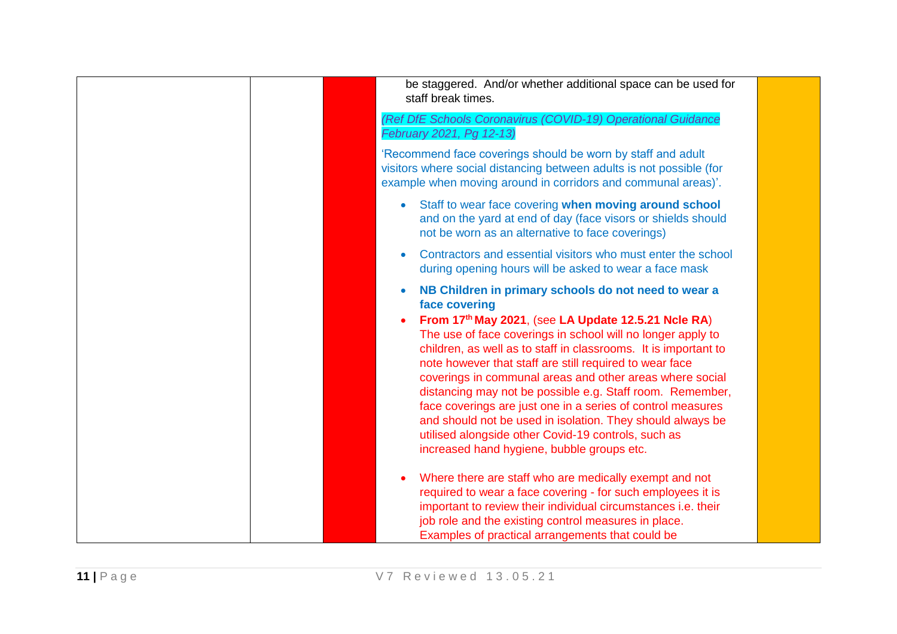| | | | | |
|---|---|---|---|---|
| | | | be staggered. And/or whether additional space can be used for staff break times.<br><br>*(Ref DfE Schools Coronavirus (COVID-19) Operational Guidance February 2021, Pg 12-13)*<br><br>'Recommend face coverings should be worn by staff and adult visitors where social distancing between adults is not possible (for example when moving around in corridors and communal areas)'.<br><br>• Staff to wear face covering **when moving around school** and on the yard at end of day (face visors or shields should not be worn as an alternative to face coverings)<br>• Contractors and essential visitors who must enter the school during opening hours will be asked to wear a face mask<br>• **NB Children in primary schools do not need to wear a face covering**<br>• **From 17th May 2021**, (see **LA Update 12.5.21 Ncle RA**) The use of face coverings in school will no longer apply to children, as well as to staff in classrooms. It is important to note however that staff are still required to wear face coverings in communal areas and other areas where social distancing may not be possible e.g. Staff room. Remember, face coverings are just one in a series of control measures and should not be used in isolation. They should always be utilised alongside other Covid-19 controls, such as increased hand hygiene, bubble groups etc.<br>• Where there are staff who are medically exempt and not required to wear a face covering - for such employees it is important to review their individual circumstances i.e. their job role and the existing control measures in place. Examples of practical arrangements that could be | |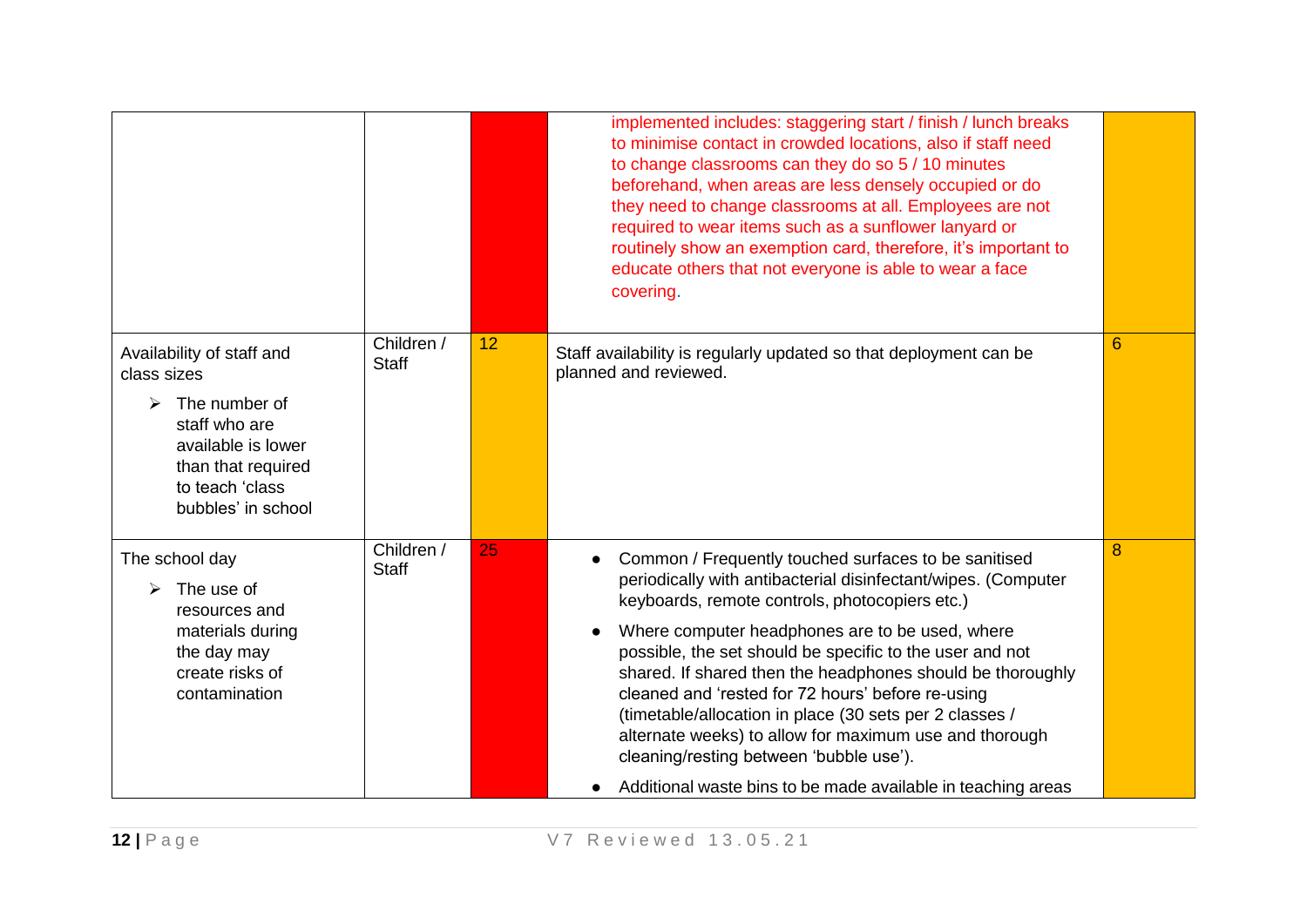| | | | | |
|---|---|---|---|---|
| | | | implemented includes: staggering start / finish / lunch breaks to minimise contact in crowded locations, also if staff need to change classrooms can they do so 5 / 10 minutes beforehand, when areas are less densely occupied or do they need to change classrooms at all. Employees are not required to wear items such as a sunflower lanyard or routinely show an exemption card, therefore, it's important to educate others that not everyone is able to wear a face covering. | |
| Availability of staff and class sizes<br>➢ The number of staff who are available is lower than that required to teach 'class bubbles' in school | Children / Staff | 12 | Staff availability is regularly updated so that deployment can be planned and reviewed. | 6 |
| The school day<br>➢ The use of resources and materials during the day may create risks of contamination | Children / Staff | 25 | • Common / Frequently touched surfaces to be sanitised periodically with antibacterial disinfectant/wipes. (Computer keyboards, remote controls, photocopiers etc.)<br>• Where computer headphones are to be used, where possible, the set should be specific to the user and not shared. If shared then the headphones should be thoroughly cleaned and 'rested for 72 hours' before re-using (timetable/allocation in place (30 sets per 2 classes / alternate weeks) to allow for maximum use and thorough cleaning/resting between 'bubble use').<br>• Additional waste bins to be made available in teaching areas | 8 |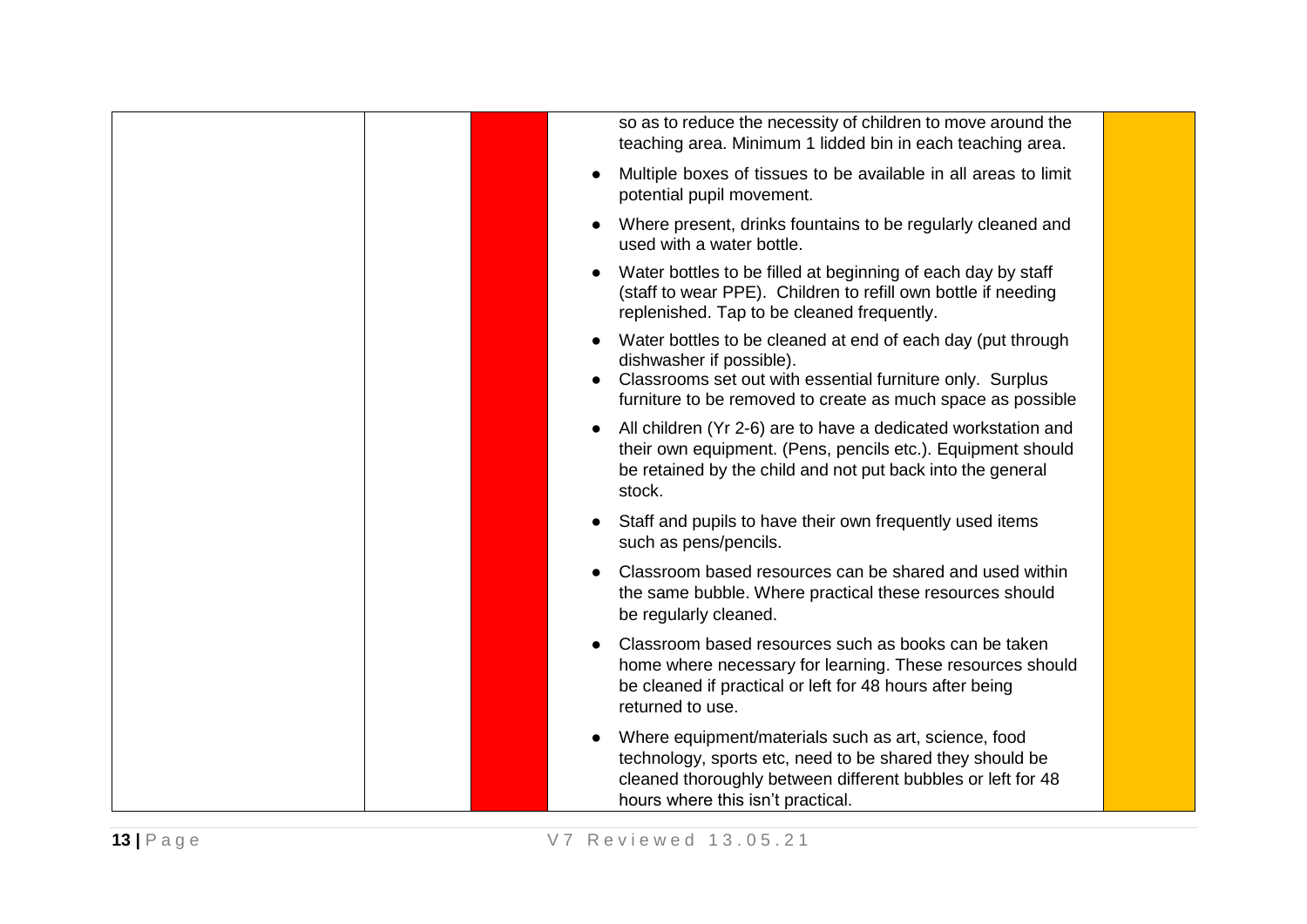| | | | | |
|---|---|---|---|---|
| | | | so as to reduce the necessity of children to move around the teaching area. Minimum 1 lidded bin in each teaching area.<br>• Multiple boxes of tissues to be available in all areas to limit potential pupil movement.<br>• Where present, drinks fountains to be regularly cleaned and used with a water bottle.<br>• Water bottles to be filled at beginning of each day by staff (staff to wear PPE). Children to refill own bottle if needing replenished. Tap to be cleaned frequently.<br>• Water bottles to be cleaned at end of each day (put through dishwasher if possible).<br>• Classrooms set out with essential furniture only. Surplus furniture to be removed to create as much space as possible<br>• All children (Yr 2-6) are to have a dedicated workstation and their own equipment. (Pens, pencils etc.). Equipment should be retained by the child and not put back into the general stock.<br>• Staff and pupils to have their own frequently used items such as pens/pencils.<br>• Classroom based resources can be shared and used within the same bubble. Where practical these resources should be regularly cleaned.<br>• Classroom based resources such as books can be taken home where necessary for learning. These resources should be cleaned if practical or left for 48 hours after being returned to use.<br>• Where equipment/materials such as art, science, food technology, sports etc, need to be shared they should be cleaned thoroughly between different bubbles or left for 48 hours where this isn't practical. | |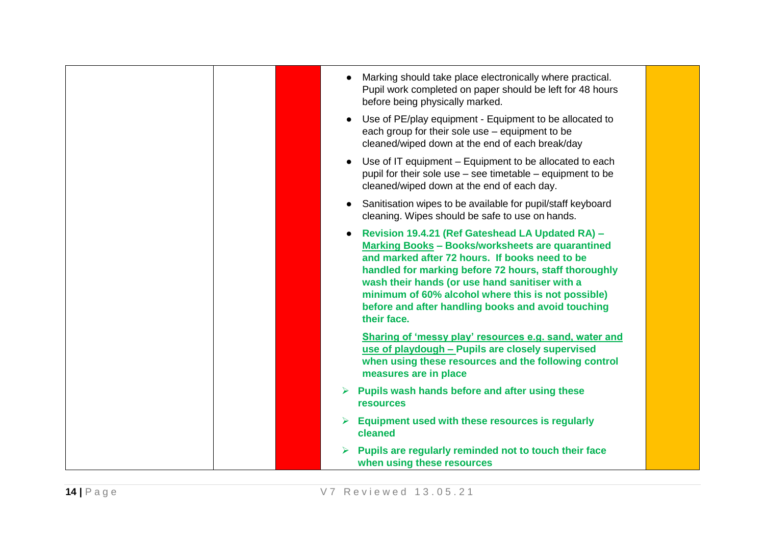| | | | | |
|---|---|---|---|---|
| | | | • Marking should take place electronically where practical. Pupil work completed on paper should be left for 48 hours before being physically marked.<br>• Use of PE/play equipment - Equipment to be allocated to each group for their sole use – equipment to be cleaned/wiped down at the end of each break/day<br>• Use of IT equipment – Equipment to be allocated to each pupil for their sole use – see timetable – equipment to be cleaned/wiped down at the end of each day.<br>• Sanitisation wipes to be available for pupil/staff keyboard cleaning. Wipes should be safe to use on hands.<br>• **Revision 19.4.21 (Ref Gateshead LA Updated RA) – <u>Marking Books</u> – Books/worksheets are quarantined and marked after 72 hours. If books need to be handled for marking before 72 hours, staff thoroughly wash their hands (or use hand sanitiser with a minimum of 60% alcohol where this is not possible) before and after handling books and avoid touching their face.**<br><br>**<u>Sharing of 'messy play' resources e.g. sand, water and use of playdough –</u> Pupils are closely supervised when using these resources and the following control measures are in place**<br>➢ **Pupils wash hands before and after using these resources**<br>➢ **Equipment used with these resources is regularly cleaned**<br>➢ **Pupils are regularly reminded not to touch their face when using these resources** | |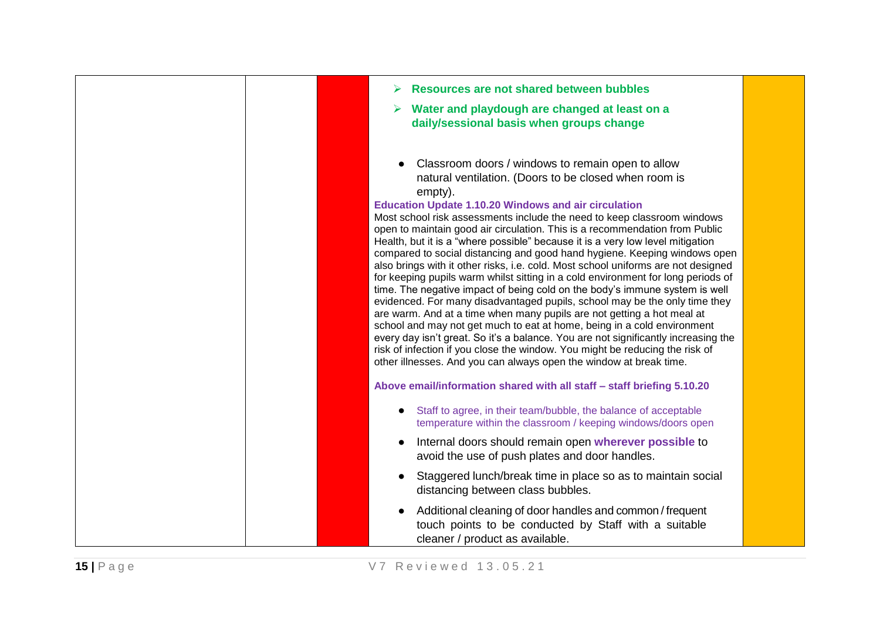| | | | | |
|---|---|---|---|---|
| | | | <ul><li>**Resources are not shared between bubbles**</li><li>**Water and playdough are changed at least on a daily/sessional basis when groups change**</li></ul><ul><li>Classroom doors / windows to remain open to allow natural ventilation. (Doors to be closed when room is empty).</li></ul>**Education Update 1.10.20 Windows and air circulation**<br>Most school risk assessments include the need to keep classroom windows open to maintain good air circulation. This is a recommendation from Public Health, but it is a "where possible" because it is a very low level mitigation compared to social distancing and good hand hygiene. Keeping windows open also brings with it other risks, i.e. cold. Most school uniforms are not designed for keeping pupils warm whilst sitting in a cold environment for long periods of time. The negative impact of being cold on the body's immune system is well evidenced. For many disadvantaged pupils, school may be the only time they are warm. And at a time when many pupils are not getting a hot meal at school and may not get much to eat at home, being in a cold environment every day isn't great. So it's a balance. You are not significantly increasing the risk of infection if you close the window. You might be reducing the risk of other illnesses. And you can always open the window at break time.<br><br>**Above email/information shared with all staff – staff briefing 5.10.20**<ul><li>Staff to agree, in their team/bubble, the balance of acceptable temperature within the classroom / keeping windows/doors open</li><li>Internal doors should remain open **wherever possible** to avoid the use of push plates and door handles.</li><li>Staggered lunch/break time in place so as to maintain social distancing between class bubbles.</li><li>Additional cleaning of door handles and common / frequent touch points to be conducted by Staff with a suitable cleaner / product as available.</li></ul> | |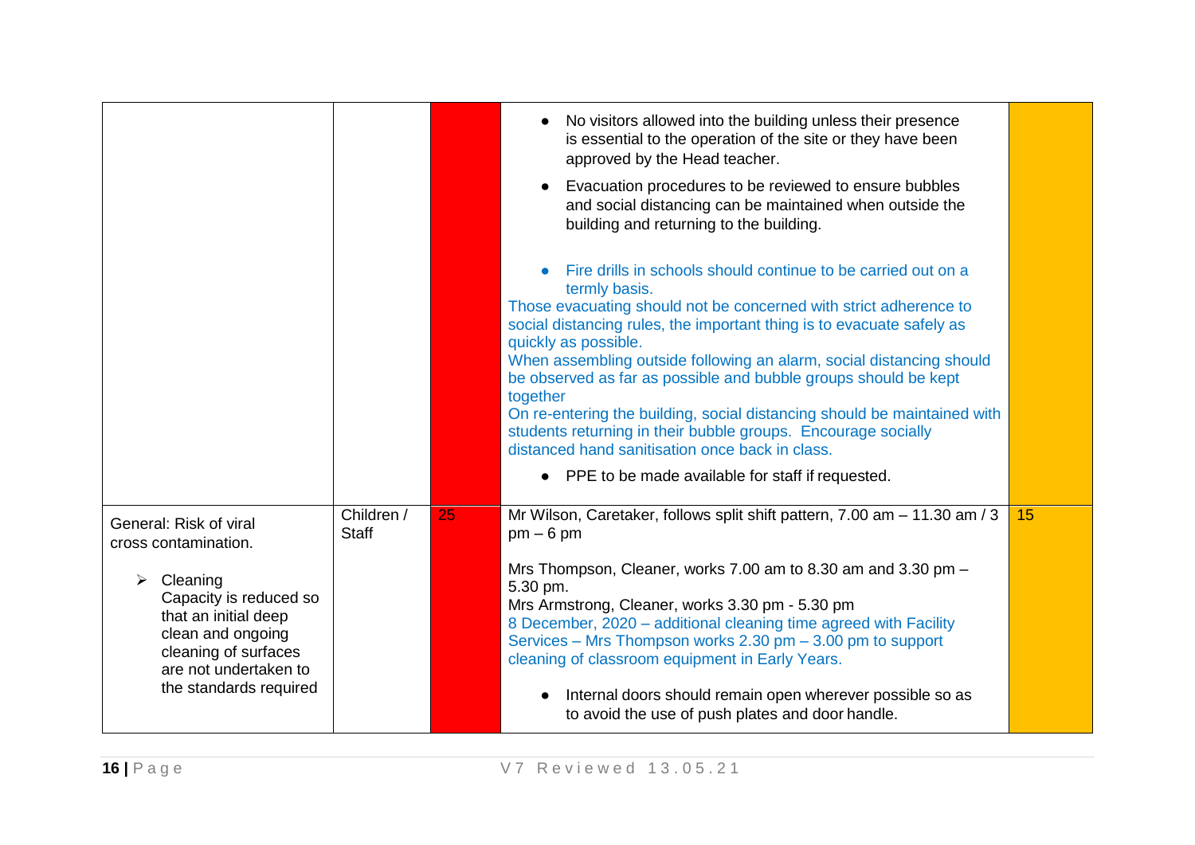| | | | | |
|---|---|---|---|---|
| | | | • No visitors allowed into the building unless their presence is essential to the operation of the site or they have been approved by the Head teacher.<br>• Evacuation procedures to be reviewed to ensure bubbles and social distancing can be maintained when outside the building and returning to the building.<br>• Fire drills in schools should continue to be carried out on a termly basis.<br>Those evacuating should not be concerned with strict adherence to social distancing rules, the important thing is to evacuate safely as quickly as possible.<br>When assembling outside following an alarm, social distancing should be observed as far as possible and bubble groups should be kept together<br>On re-entering the building, social distancing should be maintained with students returning in their bubble groups. Encourage socially distanced hand sanitisation once back in class.<br>• PPE to be made available for staff if requested. | |
| General: Risk of viral cross contamination.<br>➢ Cleaning Capacity is reduced so that an initial deep clean and ongoing cleaning of surfaces are not undertaken to the standards required | Children / Staff | 25 | Mr Wilson, Caretaker, follows split shift pattern, 7.00 am – 11.30 am / 3 pm – 6 pm<br>Mrs Thompson, Cleaner, works 7.00 am to 8.30 am and 3.30 pm – 5.30 pm.<br>Mrs Armstrong, Cleaner, works 3.30 pm - 5.30 pm<br>8 December, 2020 – additional cleaning time agreed with Facility Services – Mrs Thompson works 2.30 pm – 3.00 pm to support cleaning of classroom equipment in Early Years.<br>• Internal doors should remain open wherever possible so as to avoid the use of push plates and door handle. | 15 |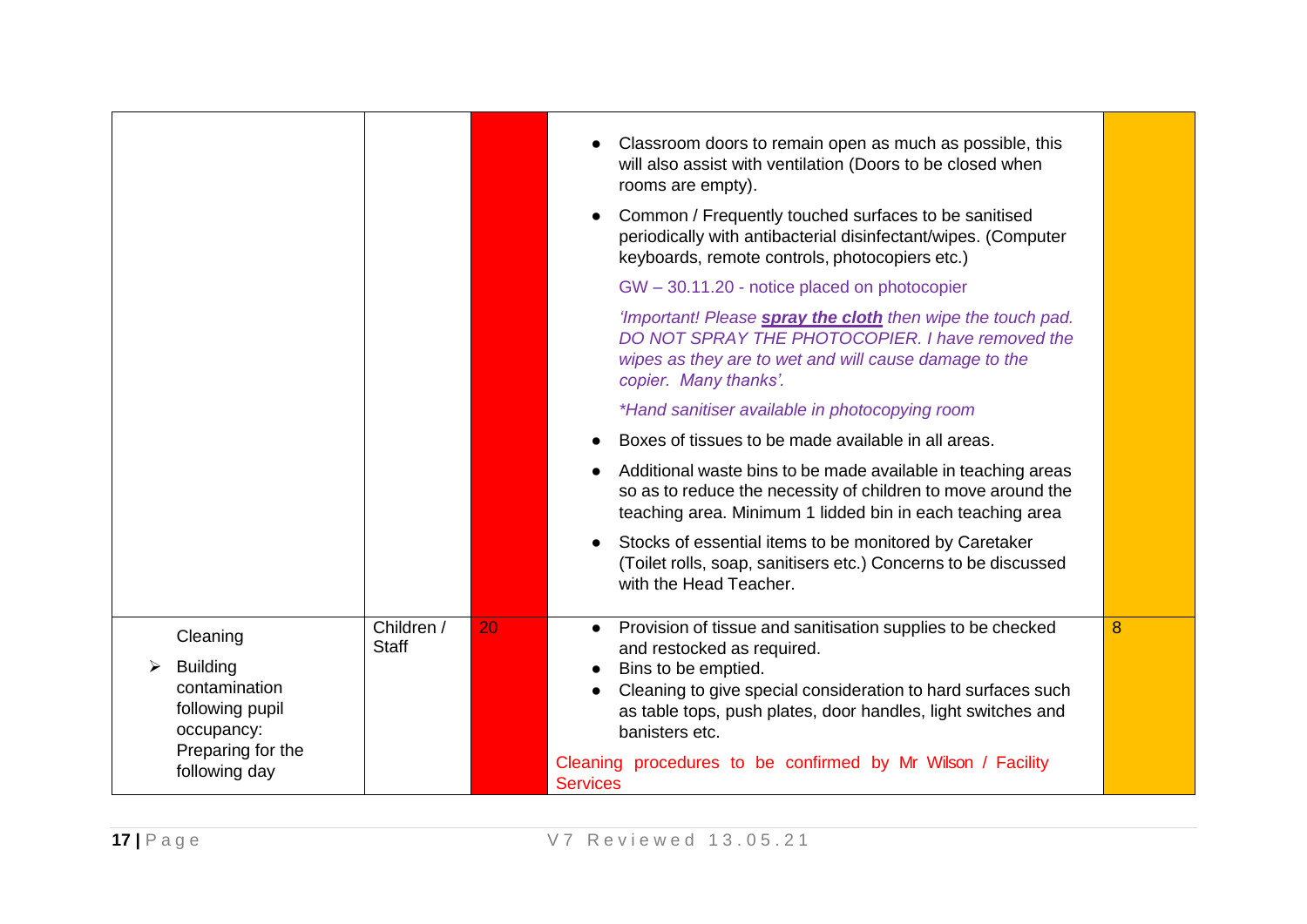| | | | | |
|---|---|---|---|---|
| | | | • Classroom doors to remain open as much as possible, this will also assist with ventilation (Doors to be closed when rooms are empty).<br>• Common / Frequently touched surfaces to be sanitised periodically with antibacterial disinfectant/wipes. (Computer keyboards, remote controls, photocopiers etc.)<br>GW – 30.11.20 - notice placed on photocopier<br>*'Important! Please **spray the cloth** then wipe the touch pad. DO NOT SPRAY THE PHOTOCOPIER. I have removed the wipes as they are to wet and will cause damage to the copier. Many thanks'.*<br>**Hand sanitiser available in photocopying room*<br>• Boxes of tissues to be made available in all areas.<br>• Additional waste bins to be made available in teaching areas so as to reduce the necessity of children to move around the teaching area. Minimum 1 lidded bin in each teaching area<br>• Stocks of essential items to be monitored by Caretaker (Toilet rolls, soap, sanitisers etc.) Concerns to be discussed with the Head Teacher. | |
| Cleaning<br>➢ Building contamination following pupil occupancy: Preparing for the following day | Children / Staff | 20 | • Provision of tissue and sanitisation supplies to be checked and restocked as required.<br>• Bins to be emptied.<br>• Cleaning to give special consideration to hard surfaces such as table tops, push plates, door handles, light switches and banisters etc.<br>Cleaning procedures to be confirmed by Mr Wilson / Facility Services | 8 |

V7 Reviewed 13.05.21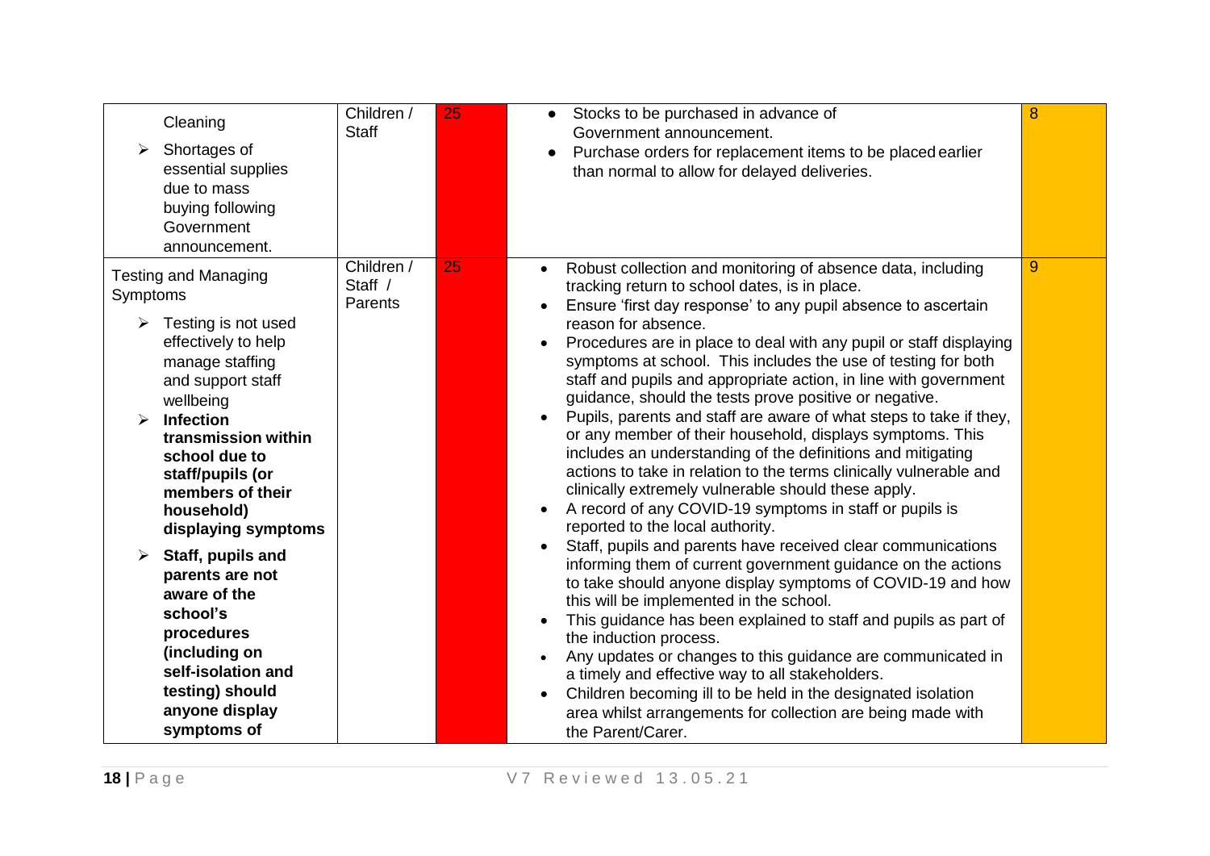| | | | | |
|---|---|---|---|---|
| Cleaning<br>➢ Shortages of essential supplies due to mass buying following Government announcement. | Children / Staff | 25 | • Stocks to be purchased in advance of Government announcement.<br>• Purchase orders for replacement items to be placed earlier than normal to allow for delayed deliveries. | 8 |
| Testing and Managing Symptoms<br>➢ Testing is not used effectively to help manage staffing and support staff wellbeing<br>➢ **Infection transmission within school due to staff/pupils (or members of their household) displaying symptoms**<br>➢ **Staff, pupils and parents are not aware of the school's procedures (including on self-isolation and testing) should anyone display symptoms of** | Children / Staff / Parents | 25 | • Robust collection and monitoring of absence data, including tracking return to school dates, is in place.<br>• Ensure 'first day response' to any pupil absence to ascertain reason for absence.<br>• Procedures are in place to deal with any pupil or staff displaying symptoms at school. This includes the use of testing for both staff and pupils and appropriate action, in line with government guidance, should the tests prove positive or negative.<br>• Pupils, parents and staff are aware of what steps to take if they, or any member of their household, displays symptoms. This includes an understanding of the definitions and mitigating actions to take in relation to the terms clinically vulnerable and clinically extremely vulnerable should these apply.<br>• A record of any COVID-19 symptoms in staff or pupils is reported to the local authority.<br>• Staff, pupils and parents have received clear communications informing them of current government guidance on the actions to take should anyone display symptoms of COVID-19 and how this will be implemented in the school.<br>• This guidance has been explained to staff and pupils as part of the induction process.<br>• Any updates or changes to this guidance are communicated in a timely and effective way to all stakeholders.<br>• Children becoming ill to be held in the designated isolation area whilst arrangements for collection are being made with the Parent/Carer. | 9 |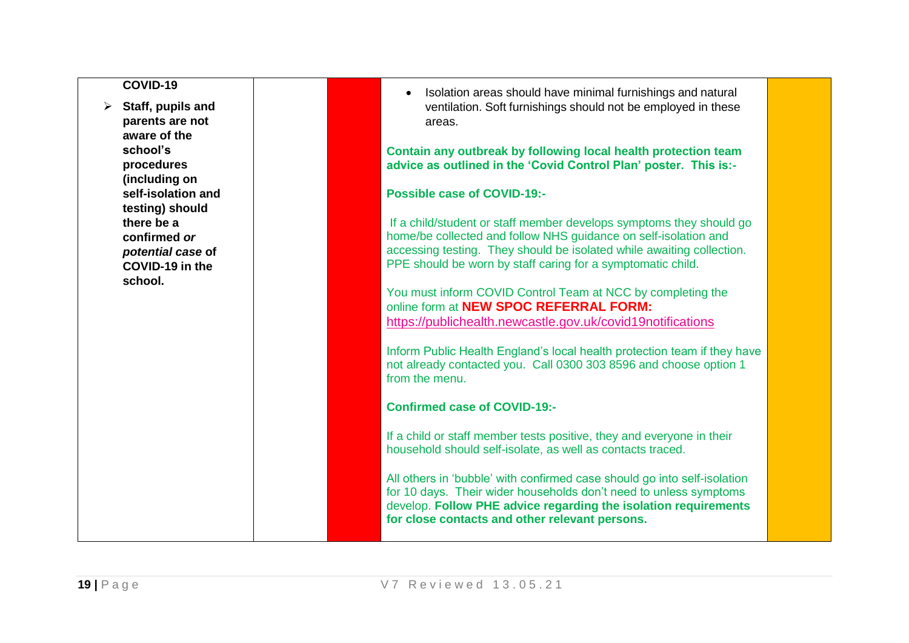| | | | | |
|---|---|---|---|---|
| **COVID-19**<br><br>➢ **Staff, pupils and parents are not aware of the school's procedures (including on self-isolation and testing) should there be a confirmed *or potential case* of COVID-19 in the school.** | | | • Isolation areas should have minimal furnishings and natural ventilation. Soft furnishings should not be employed in these areas.<br><br>**Contain any outbreak by following local health protection team advice as outlined in the 'Covid Control Plan' poster. This is:-**<br><br>**Possible case of COVID-19:-**<br><br>If a child/student or staff member develops symptoms they should go home/be collected and follow NHS guidance on self-isolation and accessing testing. They should be isolated while awaiting collection. PPE should be worn by staff caring for a symptomatic child.<br><br>You must inform COVID Control Team at NCC by completing the online form at **NEW SPOC REFERRAL FORM:** https://publichealth.newcastle.gov.uk/covid19notifications<br><br>Inform Public Health England's local health protection team if they have not already contacted you. Call 0300 303 8596 and choose option 1 from the menu.<br><br>**Confirmed case of COVID-19:-**<br><br>If a child or staff member tests positive, they and everyone in their household should self-isolate, as well as contacts traced.<br><br>All others in 'bubble' with confirmed case should go into self-isolation for 10 days. Their wider households don't need to unless symptoms develop. **Follow PHE advice regarding the isolation requirements for close contacts and other relevant persons.** | |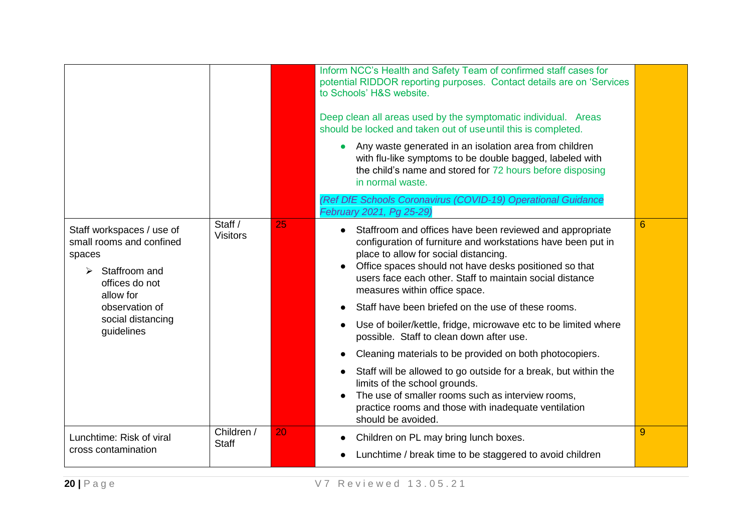| | | | | |
|---|---|---|---|---|
| | | | Inform NCC's Health and Safety Team of confirmed staff cases for potential RIDDOR reporting purposes. Contact details are on 'Services to Schools' H&S website.<br><br>Deep clean all areas used by the symptomatic individual. Areas should be locked and taken out of use until this is completed.<br><br>- Any waste generated in an isolation area from children with flu-like symptoms to be double bagged, labeled with the child's name and stored for 72 hours before disposing in normal waste.<br><br>*(Ref DfE Schools Coronavirus (COVID-19) Operational Guidance February 2021, Pg 25-29)* | |
| Staff workspaces / use of small rooms and confined spaces<br><br>➢ Staffroom and offices do not allow for observation of social distancing guidelines | Staff / Visitors | 25 | - Staffroom and offices have been reviewed and appropriate configuration of furniture and workstations have been put in place to allow for social distancing.<br>- Office spaces should not have desks positioned so that users face each other. Staff to maintain social distance measures within office space.<br>- Staff have been briefed on the use of these rooms.<br>- Use of boiler/kettle, fridge, microwave etc to be limited where possible. Staff to clean down after use.<br>- Cleaning materials to be provided on both photocopiers.<br>- Staff will be allowed to go outside for a break, but within the limits of the school grounds.<br>- The use of smaller rooms such as interview rooms, practice rooms and those with inadequate ventilation should be avoided. | 6 |
| Lunchtime: Risk of viral cross contamination | Children / Staff | 20 | - Children on PL may bring lunch boxes.<br>- Lunchtime / break time to be staggered to avoid children | 9 |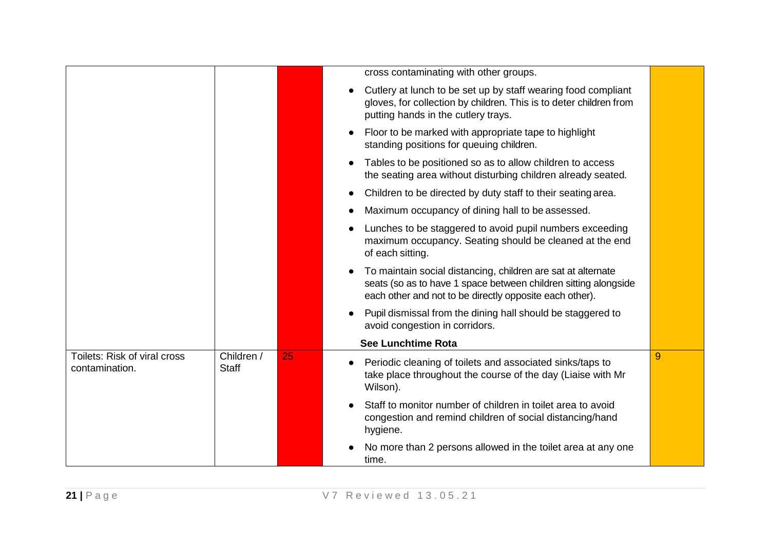| | | | | |
|---|---|---|---|---|
| | | | cross contaminating with other groups.<br>• Cutlery at lunch to be set up by staff wearing food compliant gloves, for collection by children. This is to deter children from putting hands in the cutlery trays.<br>• Floor to be marked with appropriate tape to highlight standing positions for queuing children.<br>• Tables to be positioned so as to allow children to access the seating area without disturbing children already seated.<br>• Children to be directed by duty staff to their seating area.<br>• Maximum occupancy of dining hall to be assessed.<br>• Lunches to be staggered to avoid pupil numbers exceeding maximum occupancy. Seating should be cleaned at the end of each sitting.<br>• To maintain social distancing, children are sat at alternate seats (so as to have 1 space between children sitting alongside each other and not to be directly opposite each other).<br>• Pupil dismissal from the dining hall should be staggered to avoid congestion in corridors.<br>**See Lunchtime Rota** | |
| Toilets: Risk of viral cross contamination. | Children / Staff | 25 | • Periodic cleaning of toilets and associated sinks/taps to take place throughout the course of the day (Liaise with Mr Wilson).<br>• Staff to monitor number of children in toilet area to avoid congestion and remind children of social distancing/hand hygiene.<br>• No more than 2 persons allowed in the toilet area at any one time. | 9 |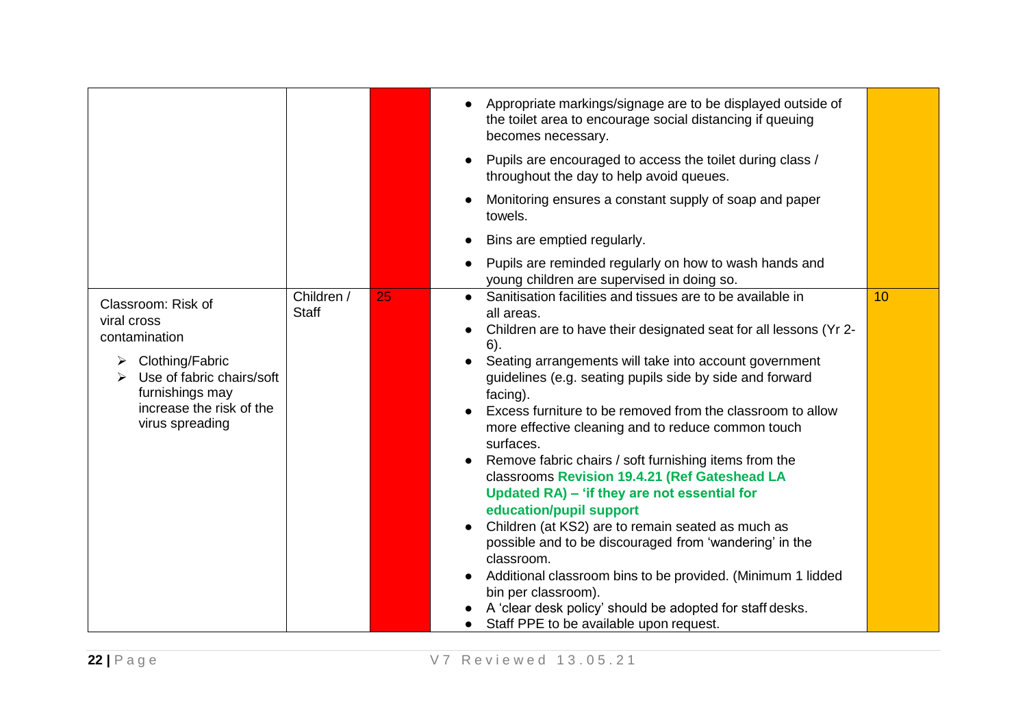| | | | | |
|---|---|---|---|---|
| | | | • Appropriate markings/signage are to be displayed outside of the toilet area to encourage social distancing if queuing becomes necessary.<br>• Pupils are encouraged to access the toilet during class / throughout the day to help avoid queues.<br>• Monitoring ensures a constant supply of soap and paper towels.<br>• Bins are emptied regularly.<br>• Pupils are reminded regularly on how to wash hands and young children are supervised in doing so. | |
| Classroom: Risk of viral cross contamination<br>➢ Clothing/Fabric<br>➢ Use of fabric chairs/soft furnishings may increase the risk of the virus spreading | Children / Staff | 25 | • Sanitisation facilities and tissues are to be available in all areas.<br>• Children are to have their designated seat for all lessons (Yr 2-6).<br>• Seating arrangements will take into account government guidelines (e.g. seating pupils side by side and forward facing).<br>• Excess furniture to be removed from the classroom to allow more effective cleaning and to reduce common touch surfaces.<br>• Remove fabric chairs / soft furnishing items from the classrooms **Revision 19.4.21 (Ref Gateshead LA Updated RA) – 'if they are not essential for education/pupil support**<br>• Children (at KS2) are to remain seated as much as possible and to be discouraged from 'wandering' in the classroom.<br>• Additional classroom bins to be provided. (Minimum 1 lidded bin per classroom).<br>• A 'clear desk policy' should be adopted for staff desks.<br>• Staff PPE to be available upon request. | 10 |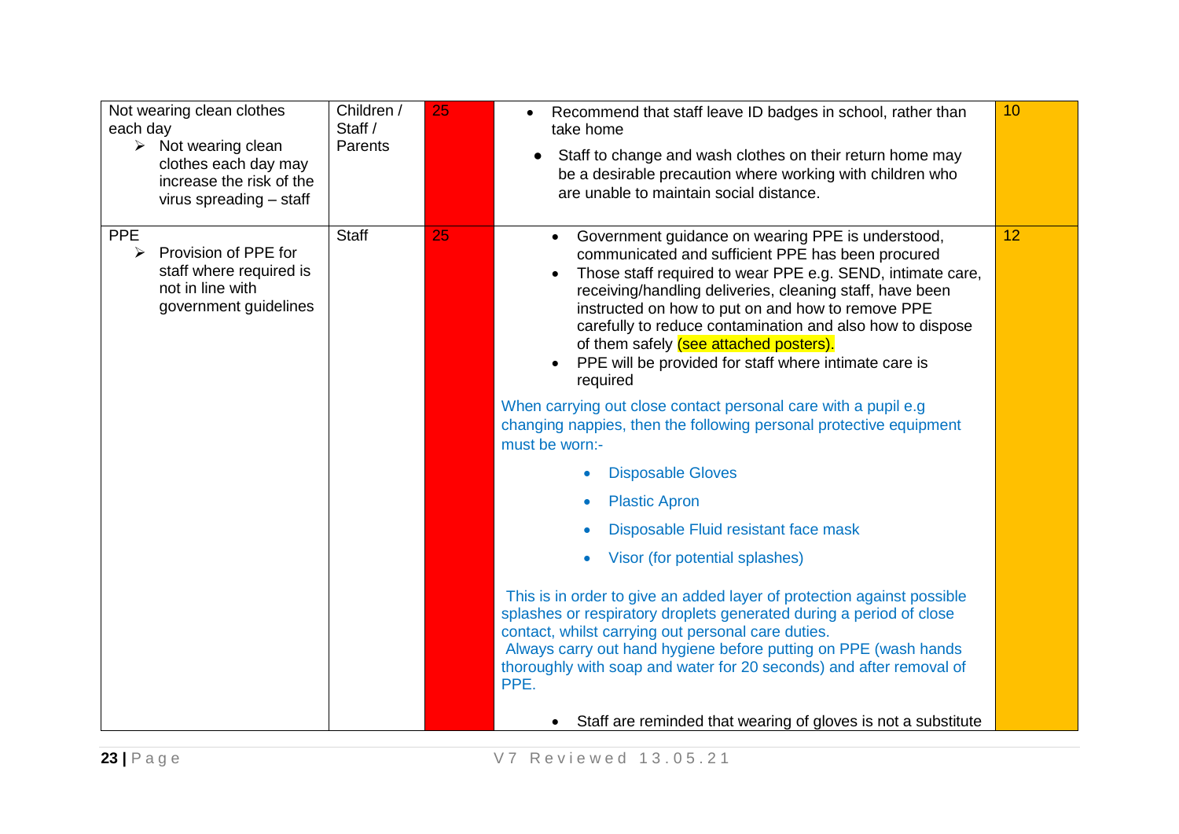| | | | | |
|---|---|---|---|---|
| Not wearing clean clothes each day<br>➢ Not wearing clean clothes each day may increase the risk of the virus spreading – staff | Children / Staff / Parents | 25 | • Recommend that staff leave ID badges in school, rather than take home<br>• Staff to change and wash clothes on their return home may be a desirable precaution where working with children who are unable to maintain social distance. | 10 |
| PPE<br>➢ Provision of PPE for staff where required is not in line with government guidelines | Staff | 25 | • Government guidance on wearing PPE is understood, communicated and sufficient PPE has been procured<br>• Those staff required to wear PPE e.g. SEND, intimate care, receiving/handling deliveries, cleaning staff, have been instructed on how to put on and how to remove PPE carefully to reduce contamination and also how to dispose of them safely (see attached posters).<br>• PPE will be provided for staff where intimate care is required<br><br>When carrying out close contact personal care with a pupil e.g changing nappies, then the following personal protective equipment must be worn:-<br>• Disposable Gloves<br>• Plastic Apron<br>• Disposable Fluid resistant face mask<br>• Visor (for potential splashes)<br><br>This is in order to give an added layer of protection against possible splashes or respiratory droplets generated during a period of close contact, whilst carrying out personal care duties.<br>Always carry out hand hygiene before putting on PPE (wash hands thoroughly with soap and water for 20 seconds) and after removal of PPE.<br><br>• Staff are reminded that wearing of gloves is not a substitute | 12 |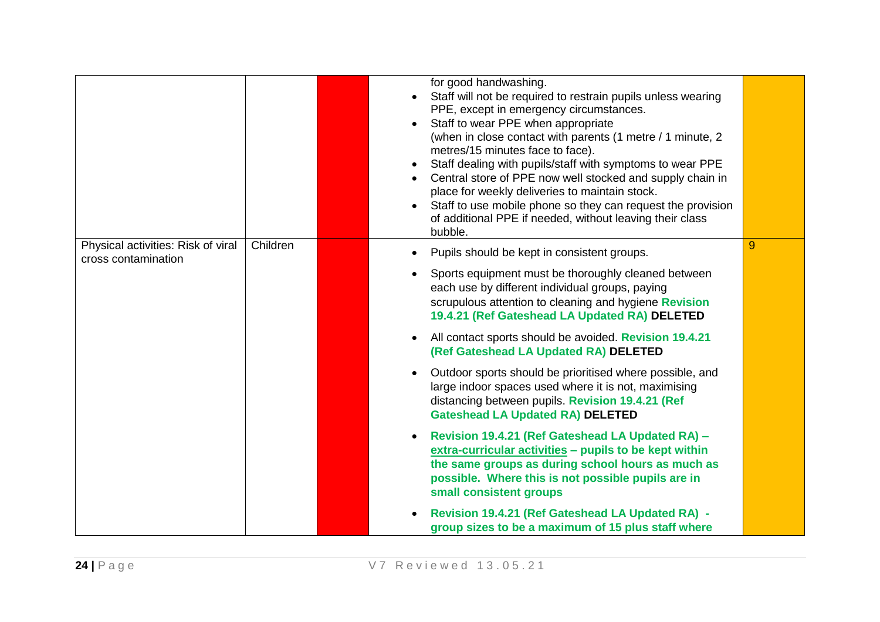| | | | | |
|---|---|---|---|---|
| | | | for good handwashing.<br>• Staff will not be required to restrain pupils unless wearing PPE, except in emergency circumstances.<br>• Staff to wear PPE when appropriate (when in close contact with parents (1 metre / 1 minute, 2 metres/15 minutes face to face).<br>• Staff dealing with pupils/staff with symptoms to wear PPE<br>• Central store of PPE now well stocked and supply chain in place for weekly deliveries to maintain stock.<br>• Staff to use mobile phone so they can request the provision of additional PPE if needed, without leaving their class bubble. | |
| Physical activities: Risk of viral cross contamination | Children | | • Pupils should be kept in consistent groups.<br>• Sports equipment must be thoroughly cleaned between each use by different individual groups, paying scrupulous attention to cleaning and hygiene **Revision 19.4.21 (Ref Gateshead LA Updated RA) DELETED**<br>• All contact sports should be avoided. **Revision 19.4.21 (Ref Gateshead LA Updated RA) DELETED**<br>• Outdoor sports should be prioritised where possible, and large indoor spaces used where it is not, maximising distancing between pupils. **Revision 19.4.21 (Ref Gateshead LA Updated RA) DELETED**<br>• **Revision 19.4.21 (Ref Gateshead LA Updated RA) – extra-curricular activities – pupils to be kept within the same groups as during school hours as much as possible. Where this is not possible pupils are in small consistent groups**<br>• **Revision 19.4.21 (Ref Gateshead LA Updated RA) - group sizes to be a maximum of 15 plus staff where** | 9 |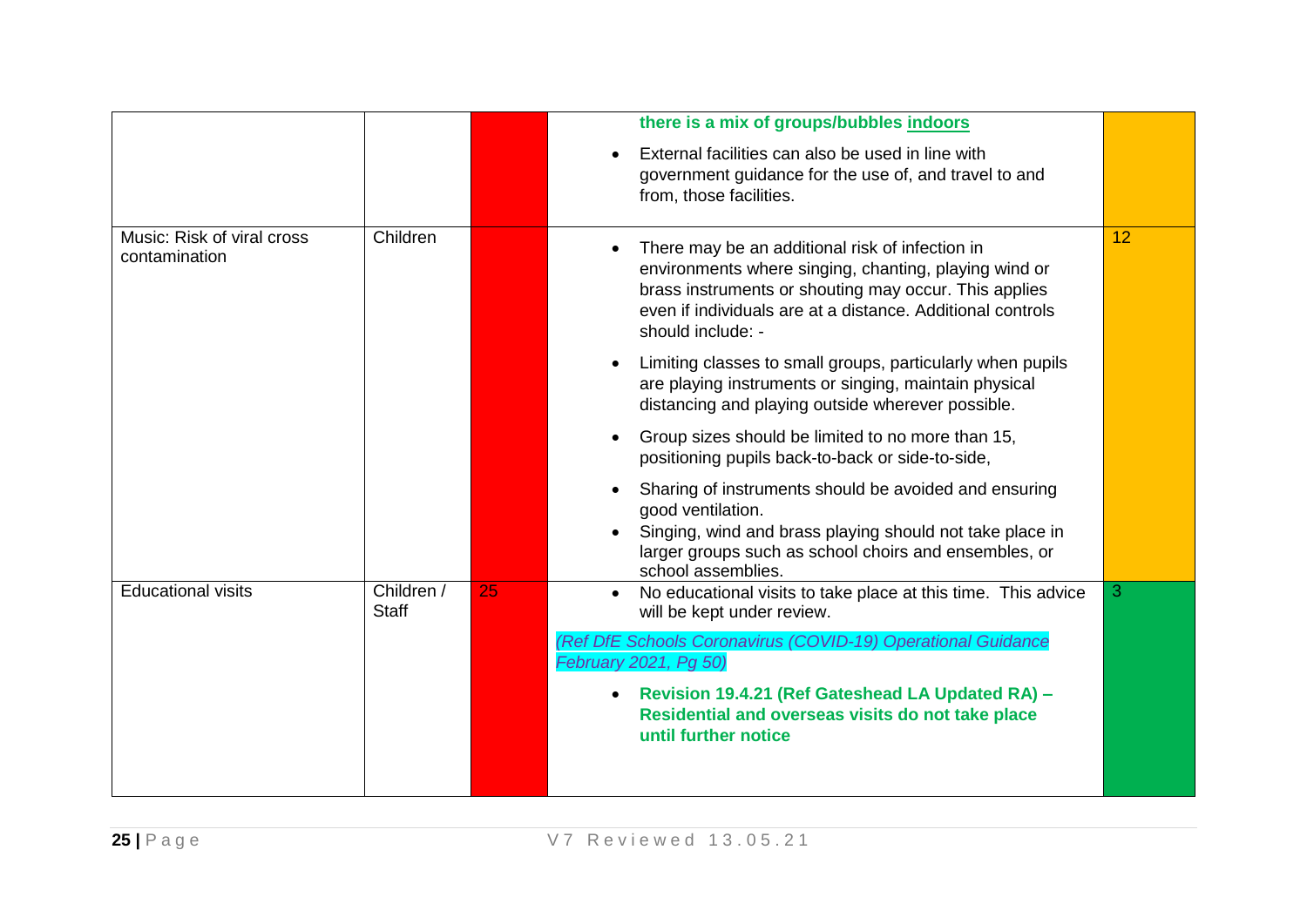| | | | | |
|---|---|---|---|---|
| | | | **there is a mix of groups/bubbles indoors**<br>• External facilities can also be used in line with government guidance for the use of, and travel to and from, those facilities. | |
| Music: Risk of viral cross contamination | Children | | • There may be an additional risk of infection in environments where singing, chanting, playing wind or brass instruments or shouting may occur. This applies even if individuals are at a distance. Additional controls should include: -<br>• Limiting classes to small groups, particularly when pupils are playing instruments or singing, maintain physical distancing and playing outside wherever possible.<br>• Group sizes should be limited to no more than 15, positioning pupils back-to-back or side-to-side,<br>• Sharing of instruments should be avoided and ensuring good ventilation.<br>• Singing, wind and brass playing should not take place in larger groups such as school choirs and ensembles, or school assemblies. | 12 |
| Educational visits | Children / Staff | 25 | • No educational visits to take place at this time. This advice will be kept under review.<br>*(Ref DfE Schools Coronavirus (COVID-19) Operational Guidance February 2021, Pg 50)*<br>• **Revision 19.4.21 (Ref Gateshead LA Updated RA) – Residential and overseas visits do not take place until further notice** | 3 |

V7 Reviewed 13.05.21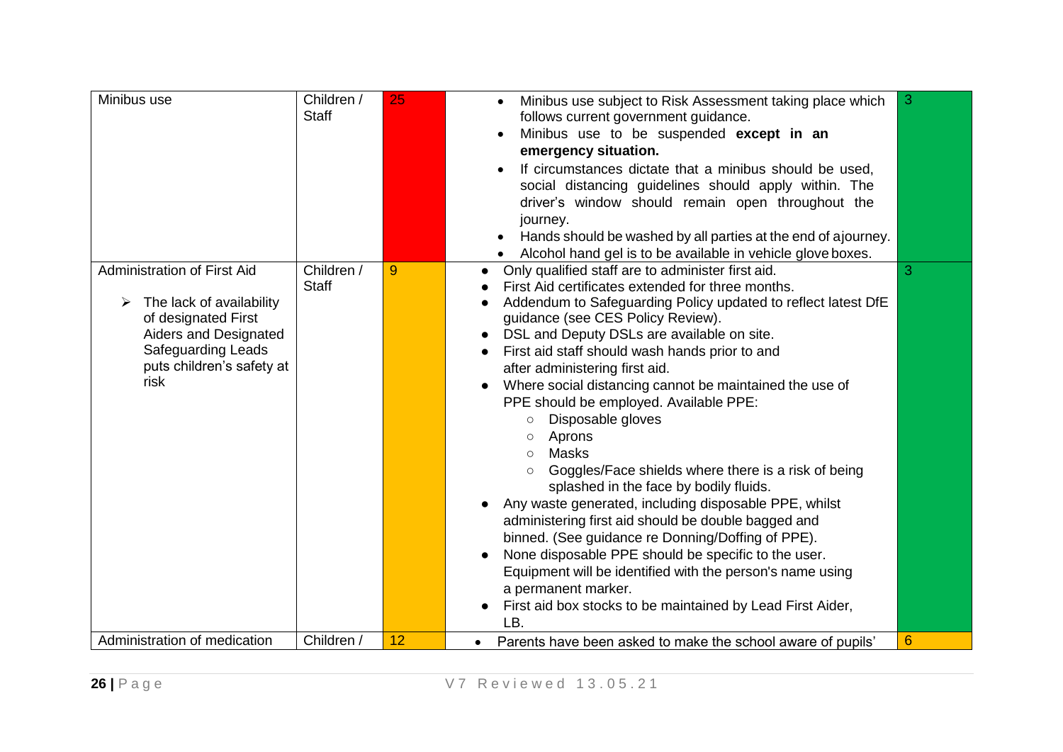| Minibus use | Children / Staff | 25 | <ul><li>Minibus use subject to Risk Assessment taking place which follows current government guidance.</li><li>Minibus use to be suspended **except in an emergency situation.**</li><li>If circumstances dictate that a minibus should be used, social distancing guidelines should apply within. The driver's window should remain open throughout the journey.</li><li>Hands should be washed by all parties at the end of ajourney.</li><li>Alcohol hand gel is to be available in vehicle glove boxes.</li></ul> | 3 |
|---|---|---|---|---|
| Administration of First Aid<br><br>➢ The lack of availability of designated First Aiders and Designated Safeguarding Leads puts children's safety at risk | Children / Staff | 9 | <ul><li>Only qualified staff are to administer first aid.</li><li>First Aid certificates extended for three months.</li><li>Addendum to Safeguarding Policy updated to reflect latest DfE guidance (see CES Policy Review).</li><li>DSL and Deputy DSLs are available on site.</li><li>First aid staff should wash hands prior to and after administering first aid.</li><li>Where social distancing cannot be maintained the use of PPE should be employed. Available PPE:<ul><li>Disposable gloves</li><li>Aprons</li><li>Masks</li><li>Goggles/Face shields where there is a risk of being splashed in the face by bodily fluids.</li></ul></li><li>Any waste generated, including disposable PPE, whilst administering first aid should be double bagged and binned. (See guidance re Donning/Doffing of PPE).</li><li>None disposable PPE should be specific to the user. Equipment will be identified with the person's name using a permanent marker.</li><li>First aid box stocks to be maintained by Lead First Aider, LB.</li></ul> | 3 |
| Administration of medication | Children / | 12 | <ul><li>Parents have been asked to make the school aware of pupils'</li></ul> | 6 |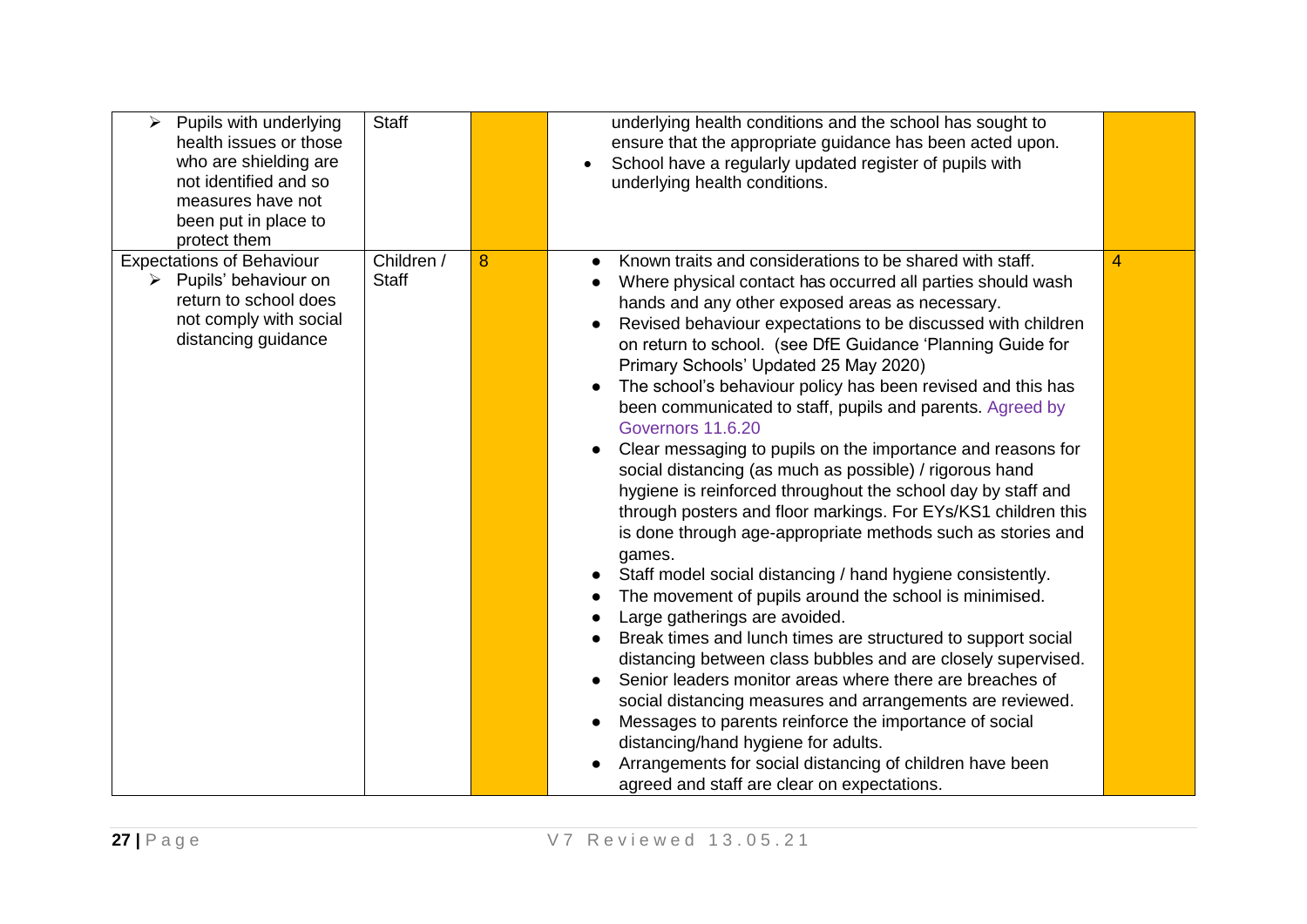| | | | | |
|---|---|---|---|---|
| ➢ Pupils with underlying health issues or those who are shielding are not identified and so measures have not been put in place to protect them | Staff | | underlying health conditions and the school has sought to ensure that the appropriate guidance has been acted upon.<br>• School have a regularly updated register of pupils with underlying health conditions. | |
| Expectations of Behaviour<br>➢ Pupils' behaviour on return to school does not comply with social distancing guidance | Children / Staff | 8 | • Known traits and considerations to be shared with staff.<br>• Where physical contact has occurred all parties should wash hands and any other exposed areas as necessary.<br>• Revised behaviour expectations to be discussed with children on return to school. (see DfE Guidance 'Planning Guide for Primary Schools' Updated 25 May 2020)<br>• The school's behaviour policy has been revised and this has been communicated to staff, pupils and parents. Agreed by Governors 11.6.20<br>• Clear messaging to pupils on the importance and reasons for social distancing (as much as possible) / rigorous hand hygiene is reinforced throughout the school day by staff and through posters and floor markings. For EYs/KS1 children this is done through age-appropriate methods such as stories and games.<br>• Staff model social distancing / hand hygiene consistently.<br>• The movement of pupils around the school is minimised.<br>• Large gatherings are avoided.<br>• Break times and lunch times are structured to support social distancing between class bubbles and are closely supervised.<br>• Senior leaders monitor areas where there are breaches of social distancing measures and arrangements are reviewed.<br>• Messages to parents reinforce the importance of social distancing/hand hygiene for adults.<br>• Arrangements for social distancing of children have been agreed and staff are clear on expectations. | 4 |

V7 Reviewed 13.05.21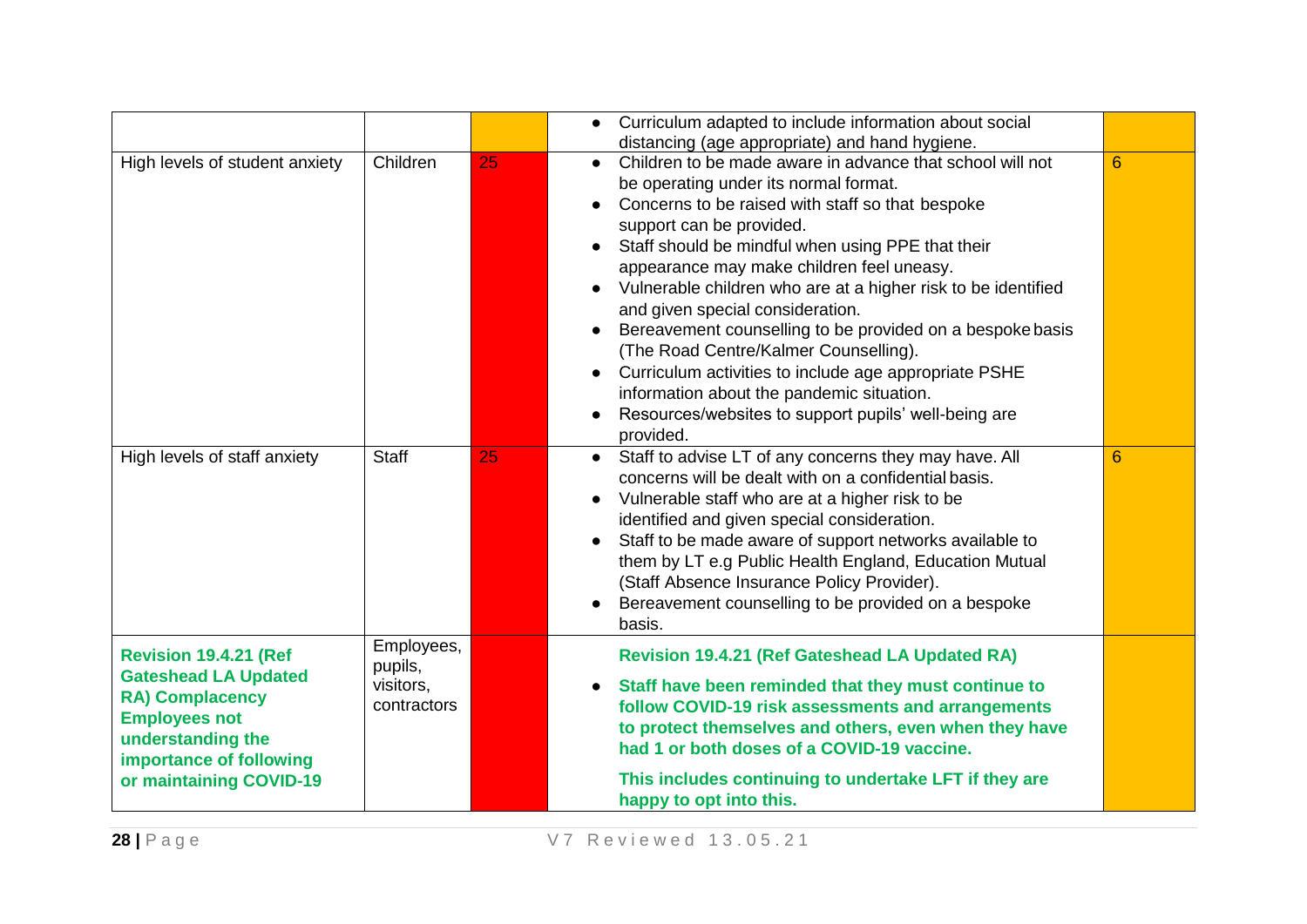| | | | | |
|---|---|---|---|---|
| | | | • Curriculum adapted to include information about social distancing (age appropriate) and hand hygiene. | |
| High levels of student anxiety | Children | 25 | • Children to be made aware in advance that school will not be operating under its normal format.<br>• Concerns to be raised with staff so that bespoke support can be provided.<br>• Staff should be mindful when using PPE that their appearance may make children feel uneasy.<br>• Vulnerable children who are at a higher risk to be identified and given special consideration.<br>• Bereavement counselling to be provided on a bespoke basis (The Road Centre/Kalmer Counselling).<br>• Curriculum activities to include age appropriate PSHE information about the pandemic situation.<br>• Resources/websites to support pupils' well-being are provided. | 6 |
| High levels of staff anxiety | Staff | 25 | • Staff to advise LT of any concerns they may have. All concerns will be dealt with on a confidential basis.<br>• Vulnerable staff who are at a higher risk to be identified and given special consideration.<br>• Staff to be made aware of support networks available to them by LT e.g Public Health England, Education Mutual (Staff Absence Insurance Policy Provider).<br>• Bereavement counselling to be provided on a bespoke basis. | 6 |
| **Revision 19.4.21 (Ref Gateshead LA Updated RA) Complacency Employees not understanding the importance of following or maintaining COVID-19** | Employees, pupils, visitors, contractors | | **Revision 19.4.21 (Ref Gateshead LA Updated RA)**<br>• **Staff have been reminded that they must continue to follow COVID-19 risk assessments and arrangements to protect themselves and others, even when they have had 1 or both doses of a COVID-19 vaccine.**<br>**This includes continuing to undertake LFT if they are happy to opt into this.** | |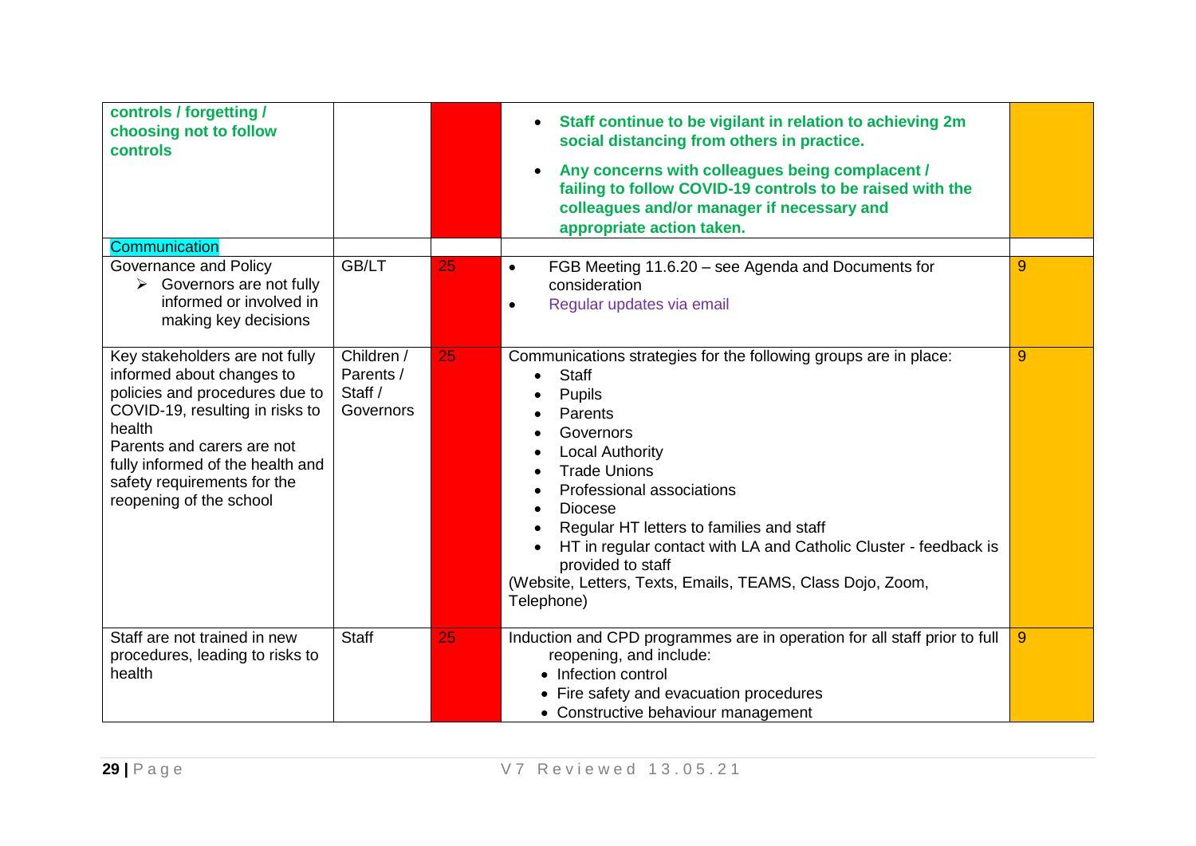| | | | | |
|---|---|---|---|---|
| **controls / forgetting / choosing not to follow controls** | | | • **Staff continue to be vigilant in relation to achieving 2m social distancing from others in practice.**<br>• **Any concerns with colleagues being complacent / failing to follow COVID-19 controls to be raised with the colleagues and/or manager if necessary and appropriate action taken.** | |
| Communication | | | | |
| Governance and Policy<br>➢ Governors are not fully informed or involved in making key decisions | GB/LT | 25 | • FGB Meeting 11.6.20 – see Agenda and Documents for consideration<br>• Regular updates via email | 9 |
| Key stakeholders are not fully informed about changes to policies and procedures due to COVID-19, resulting in risks to health<br>Parents and carers are not fully informed of the health and safety requirements for the reopening of the school | Children / Parents / Staff / Governors | 25 | Communications strategies for the following groups are in place:<br>• Staff<br>• Pupils<br>• Parents<br>• Governors<br>• Local Authority<br>• Trade Unions<br>• Professional associations<br>• Diocese<br>• Regular HT letters to families and staff<br>• HT in regular contact with LA and Catholic Cluster - feedback is provided to staff<br>(Website, Letters, Texts, Emails, TEAMS, Class Dojo, Zoom, Telephone) | 9 |
| Staff are not trained in new procedures, leading to risks to health | Staff | 25 | Induction and CPD programmes are in operation for all staff prior to full reopening, and include:<br>• Infection control<br>• Fire safety and evacuation procedures<br>• Constructive behaviour management | 9 |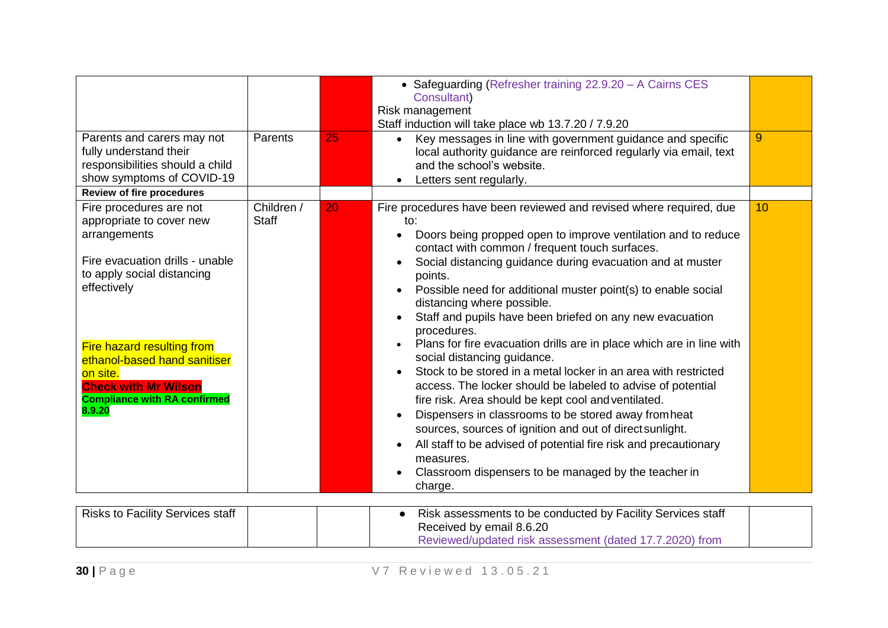| | | | | |
|---|---|---|---|---|
| | | | • Safeguarding (Refresher training 22.9.20 – A Cairns CES Consultant)<br>Risk management<br>Staff induction will take place wb 13.7.20 / 7.9.20 | |
| Parents and carers may not fully understand their responsibilities should a child show symptoms of COVID-19 | Parents | 25 | • Key messages in line with government guidance and specific local authority guidance are reinforced regularly via email, text and the school's website.<br>• Letters sent regularly. | 9 |
| **Review of fire procedures** | | | | |
| Fire procedures are not appropriate to cover new arrangements<br><br>Fire evacuation drills - unable to apply social distancing effectively<br><br>Fire hazard resulting from ethanol-based hand sanitiser on site.<br>**Check with Mr Wilson**<br>**Compliance with RA confirmed 8.9.20** | Children / Staff | 20 | Fire procedures have been reviewed and revised where required, due to:<br>• Doors being propped open to improve ventilation and to reduce contact with common / frequent touch surfaces.<br>• Social distancing guidance during evacuation and at muster points.<br>• Possible need for additional muster point(s) to enable social distancing where possible.<br>• Staff and pupils have been briefed on any new evacuation procedures.<br>• Plans for fire evacuation drills are in place which are in line with social distancing guidance.<br>• Stock to be stored in a metal locker in an area with restricted access. The locker should be labeled to advise of potential fire risk. Area should be kept cool and ventilated.<br>• Dispensers in classrooms to be stored away from heat sources, sources of ignition and out of direct sunlight.<br>• All staff to be advised of potential fire risk and precautionary measures.<br>• Classroom dispensers to be managed by the teacher in charge. | 10 |

| | | | | |
|---|---|---|---|---|
| Risks to Facility Services staff | | | • Risk assessments to be conducted by Facility Services staff<br>Received by email 8.6.20<br>Reviewed/updated risk assessment (dated 17.7.2020) from | |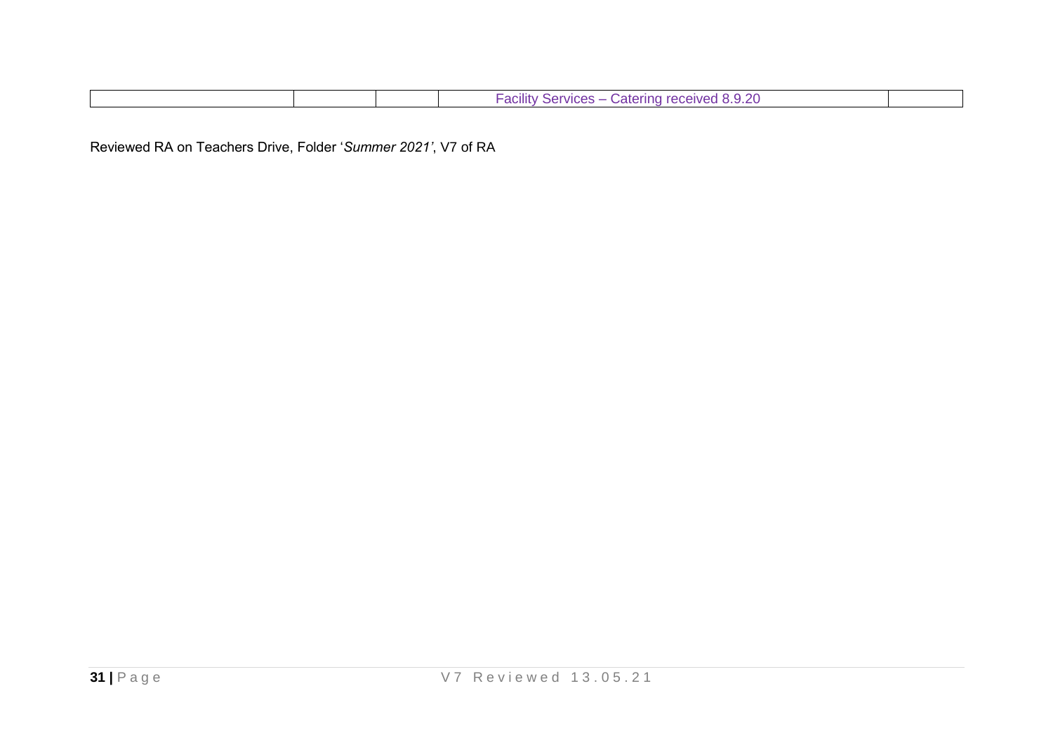| | | | | |
|---|---|---|---|---|
| | | | Facility Services – Catering received 8.9.20 | |

Reviewed RA on Teachers Drive, Folder '*Summer 2021'*, V7 of RA